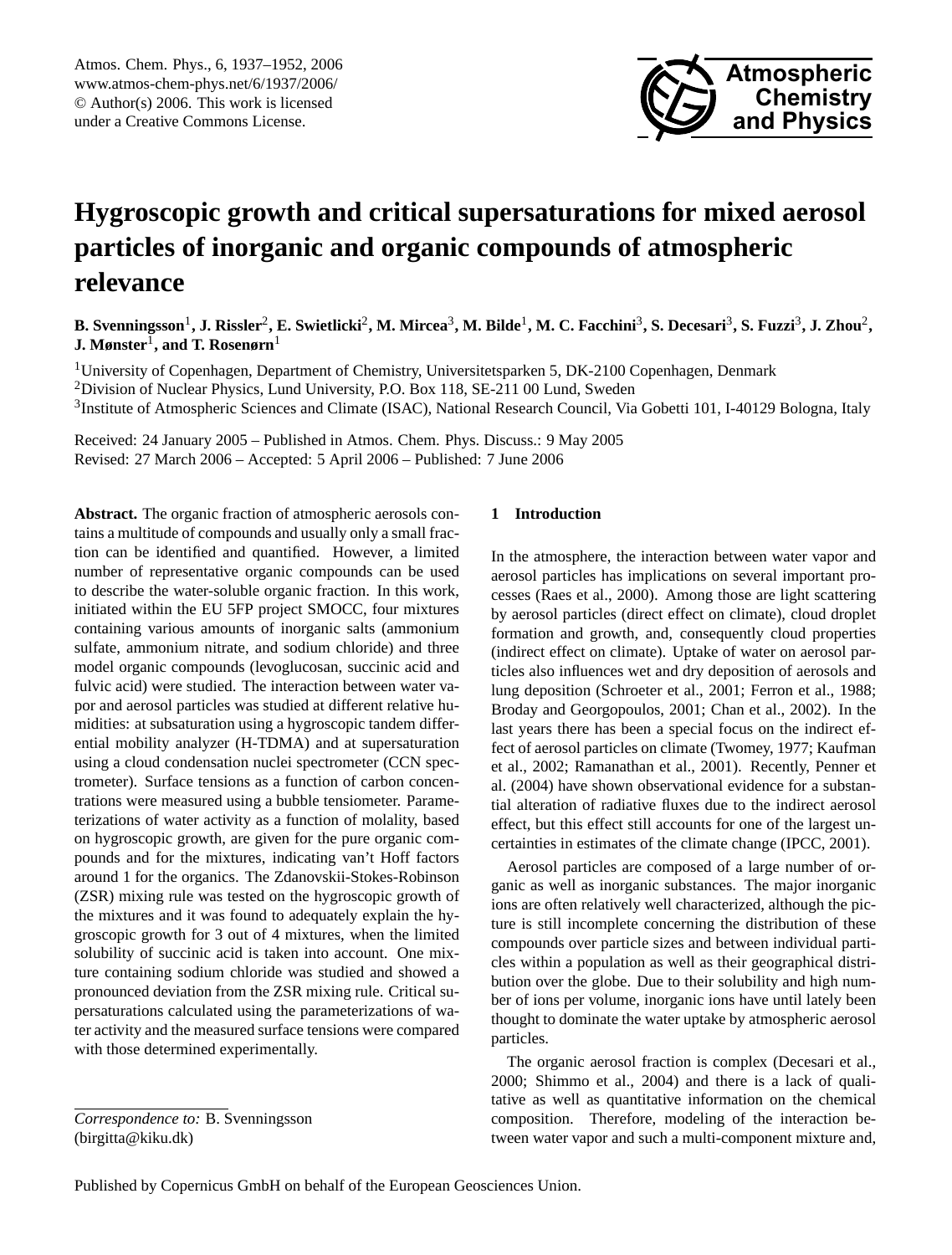# Hygroscopic growth and critical supersaturations for mixed aerosol particles of inorganic and organic compounds of atmospheric relevance

**B. Svenningsson[1], J. Rissler[2], E. Swietlicki[2], M. Mircea[3], M. Bilde[1], M. C. Facchini[3], S. Decesari[3], S. Fuzzi[3], J. Zhou[2], J. Mønster[1], and T. Rosenørn[1]**

[1]University of Copenhagen, Department of Chemistry, Universitetsparken 5, DK-2100 Copenhagen, Denmark
[2]Division of Nuclear Physics, Lund University, P.O. Box 118, SE-211 00 Lund, Sweden
[3]Institute of Atmospheric Sciences and Climate (ISAC), National Research Council, Via Gobetti 101, I-40129 Bologna, Italy

Received: 24 January 2005 – Published in Atmos. Chem. Phys. Discuss.: 9 May 2005
Revised: 27 March 2006 – Accepted: 5 April 2006 – Published: 7 June 2006

**Abstract.** The organic fraction of atmospheric aerosols contains a multitude of compounds and usually only a small fraction can be identified and quantified. However, a limited number of representative organic compounds can be used to describe the water-soluble organic fraction. In this work, initiated within the EU 5FP project SMOCC, four mixtures containing various amounts of inorganic salts (ammonium sulfate, ammonium nitrate, and sodium chloride) and three model organic compounds (levoglucosan, succinic acid and fulvic acid) were studied. The interaction between water vapor and aerosol particles was studied at different relative humidities: at subsaturation using a hygroscopic tandem differential mobility analyzer (H-TDMA) and at supersaturation using a cloud condensation nuclei spectrometer (CCN spectrometer). Surface tensions as a function of carbon concentrations were measured using a bubble tensiometer. Parameterizations of water activity as a function of molality, based on hygroscopic growth, are given for the pure organic compounds and for the mixtures, indicating van't Hoff factors around 1 for the organics. The Zdanovskii-Stokes-Robinson (ZSR) mixing rule was tested on the hygroscopic growth of the mixtures and it was found to adequately explain the hygroscopic growth for 3 out of 4 mixtures, when the limited solubility of succinic acid is taken into account. One mixture containing sodium chloride was studied and showed a pronounced deviation from the ZSR mixing rule. Critical supersaturations calculated using the parameterizations of water activity and the measured surface tensions were compared with those determined experimentally.

*Correspondence to:* B. Svenningsson
(birgitta@kiku.dk)

## 1 Introduction

In the atmosphere, the interaction between water vapor and aerosol particles has implications on several important processes (Raes et al., 2000). Among those are light scattering by aerosol particles (direct effect on climate), cloud droplet formation and growth, and, consequently cloud properties (indirect effect on climate). Uptake of water on aerosol particles also influences wet and dry deposition of aerosols and lung deposition (Schroeter et al., 2001; Ferron et al., 1988; Broday and Georgopoulos, 2001; Chan et al., 2002). In the last years there has been a special focus on the indirect effect of aerosol particles on climate (Twomey, 1977; Kaufman et al., 2002; Ramanathan et al., 2001). Recently, Penner et al. (2004) have shown observational evidence for a substantial alteration of radiative fluxes due to the indirect aerosol effect, but this effect still accounts for one of the largest uncertainties in estimates of the climate change (IPCC, 2001).

Aerosol particles are composed of a large number of organic as well as inorganic substances. The major inorganic ions are often relatively well characterized, although the picture is still incomplete concerning the distribution of these compounds over particle sizes and between individual particles within a population as well as their geographical distribution over the globe. Due to their solubility and high number of ions per volume, inorganic ions have until lately been thought to dominate the water uptake by atmospheric aerosol particles.

The organic aerosol fraction is complex (Decesari et al., 2000; Shimmo et al., 2004) and there is a lack of qualitative as well as quantitative information on the chemical composition. Therefore, modeling of the interaction between water vapor and such a multi-component mixture and,

Published by Copernicus GmbH on behalf of the European Geosciences Union.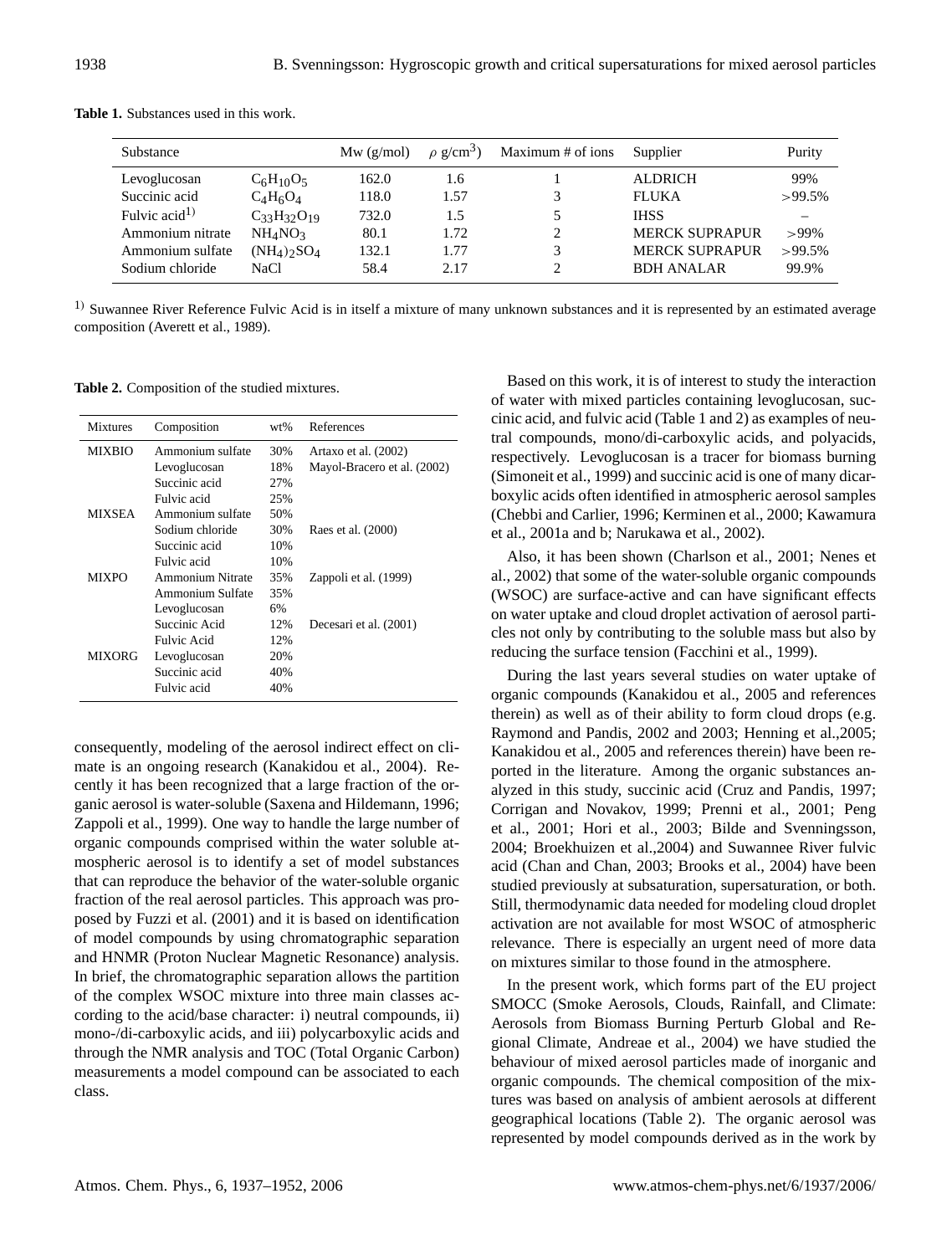**Table 1.** Substances used in this work.

| Substance | | Mw (g/mol) | $\rho$ g/cm$^3$) | Maximum # of ions | Supplier | Purity |
|---|---|---|---|---|---|---|
| Levoglucosan | $C_6H_{10}O_5$ | 162.0 | 1.6 | 1 | ALDRICH | 99% |
| Succinic acid | $C_4H_6O_4$ | 118.0 | 1.57 | 3 | FLUKA | >99.5% |
| Fulvic acid[1)] | $C_{33}H_{32}O_{19}$ | 732.0 | 1.5 | 5 | IHSS | – |
| Ammonium nitrate | $NH_4NO_3$ | 80.1 | 1.72 | 2 | MERCK SUPRAPUR | >99% |
| Ammonium sulfate | $(NH_4)_2SO_4$ | 132.1 | 1.77 | 3 | MERCK SUPRAPUR | >99.5% |
| Sodium chloride | NaCl | 58.4 | 2.17 | 2 | BDH ANALAR | 99.9% |

[1)] Suwannee River Reference Fulvic Acid is in itself a mixture of many unknown substances and it is represented by an estimated average composition (Averett et al., 1989).

**Table 2.** Composition of the studied mixtures.

| Mixtures | Composition | wt% | References |
|---|---|---|---|
| MIXBIO | Ammonium sulfate | 30% | Artaxo et al. (2002) |
| | Levoglucosan | 18% | Mayol-Bracero et al. (2002) |
| | Succinic acid | 27% | |
| | Fulvic acid | 25% | |
| MIXSEA | Ammonium sulfate | 50% | |
| | Sodium chloride | 30% | Raes et al. (2000) |
| | Succinic acid | 10% | |
| | Fulvic acid | 10% | |
| MIXPO | Ammonium Nitrate | 35% | Zappoli et al. (1999) |
| | Ammonium Sulfate | 35% | |
| | Levoglucosan | 6% | |
| | Succinic Acid | 12% | Decesari et al. (2001) |
| | Fulvic Acid | 12% | |
| MIXORG | Levoglucosan | 20% | |
| | Succinic acid | 40% | |
| | Fulvic acid | 40% | |

consequently, modeling of the aerosol indirect effect on climate is an ongoing research (Kanakidou et al., 2004). Recently it has been recognized that a large fraction of the organic aerosol is water-soluble (Saxena and Hildemann, 1996; Zappoli et al., 1999). One way to handle the large number of organic compounds comprised within the water soluble atmospheric aerosol is to identify a set of model substances that can reproduce the behavior of the water-soluble organic fraction of the real aerosol particles. This approach was proposed by Fuzzi et al. (2001) and it is based on identification of model compounds by using chromatographic separation and HNMR (Proton Nuclear Magnetic Resonance) analysis. In brief, the chromatographic separation allows the partition of the complex WSOC mixture into three main classes according to the acid/base character: i) neutral compounds, ii) mono-/di-carboxylic acids, and iii) polycarboxylic acids and through the NMR analysis and TOC (Total Organic Carbon) measurements a model compound can be associated to each class.

Based on this work, it is of interest to study the interaction of water with mixed particles containing levoglucosan, succinic acid, and fulvic acid (Table 1 and 2) as examples of neutral compounds, mono/di-carboxylic acids, and polyacids, respectively. Levoglucosan is a tracer for biomass burning (Simoneit et al., 1999) and succinic acid is one of many dicarboxylic acids often identified in atmospheric aerosol samples (Chebbi and Carlier, 1996; Kerminen et al., 2000; Kawamura et al., 2001a and b; Narukawa et al., 2002).

Also, it has been shown (Charlson et al., 2001; Nenes et al., 2002) that some of the water-soluble organic compounds (WSOC) are surface-active and can have significant effects on water uptake and cloud droplet activation of aerosol particles not only by contributing to the soluble mass but also by reducing the surface tension (Facchini et al., 1999).

During the last years several studies on water uptake of organic compounds (Kanakidou et al., 2005 and references therein) as well as of their ability to form cloud drops (e.g. Raymond and Pandis, 2002 and 2003; Henning et al.,2005; Kanakidou et al., 2005 and references therein) have been reported in the literature. Among the organic substances analyzed in this study, succinic acid (Cruz and Pandis, 1997; Corrigan and Novakov, 1999; Prenni et al., 2001; Peng et al., 2001; Hori et al., 2003; Bilde and Svenningsson, 2004; Broekhuizen et al.,2004) and Suwannee River fulvic acid (Chan and Chan, 2003; Brooks et al., 2004) have been studied previously at subsaturation, supersaturation, or both. Still, thermodynamic data needed for modeling cloud droplet activation are not available for most WSOC of atmospheric relevance. There is especially an urgent need of more data on mixtures similar to those found in the atmosphere.

In the present work, which forms part of the EU project SMOCC (Smoke Aerosols, Clouds, Rainfall, and Climate: Aerosols from Biomass Burning Perturb Global and Regional Climate, Andreae et al., 2004) we have studied the behaviour of mixed aerosol particles made of inorganic and organic compounds. The chemical composition of the mixtures was based on analysis of ambient aerosols at different geographical locations (Table 2). The organic aerosol was represented by model compounds derived as in the work by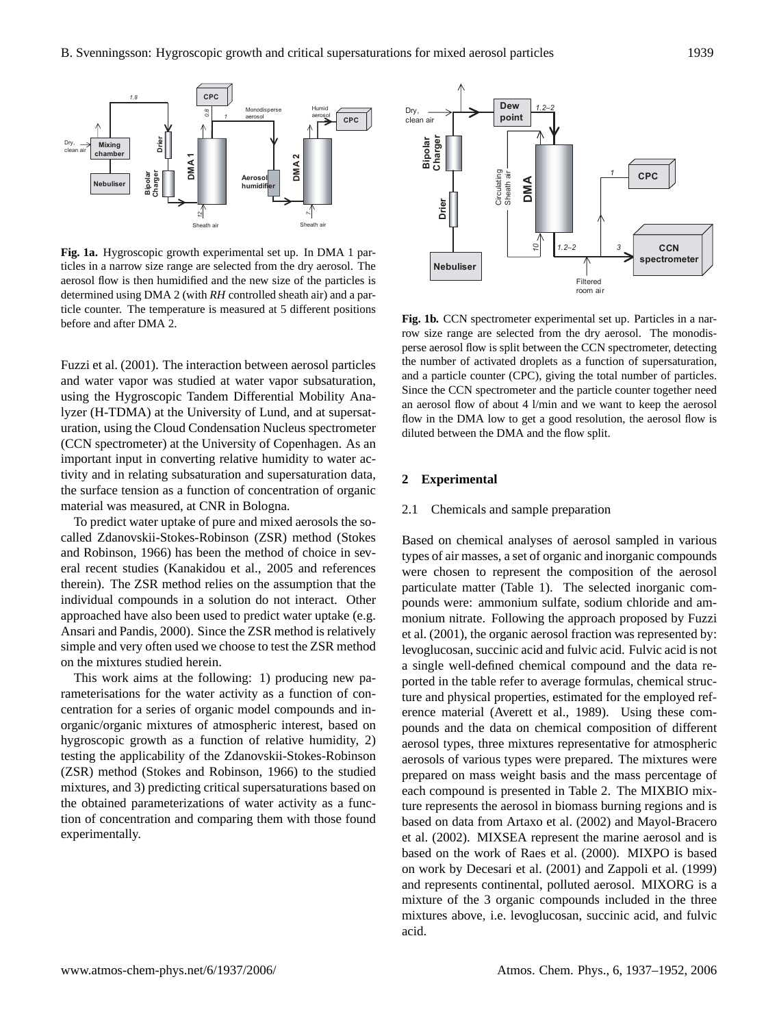**Fig. 1a.** Hygroscopic growth experimental set up. In DMA 1 particles in a narrow size range are selected from the dry aerosol. The aerosol flow is then humidified and the new size of the particles is determined using DMA 2 (with *RH* controlled sheath air) and a particle counter. The temperature is measured at 5 different positions before and after DMA 2.

**Fig. 1b.** CCN spectrometer experimental set up. Particles in a narrow size range are selected from the dry aerosol. The monodisperse aerosol flow is split between the CCN spectrometer, detecting the number of activated droplets as a function of supersaturation, and a particle counter (CPC), giving the total number of particles. Since the CCN spectrometer and the particle counter together need an aerosol flow of about 4 l/min and we want to keep the aerosol flow in the DMA low to get a good resolution, the aerosol flow is diluted between the DMA and the flow split.

Fuzzi et al. (2001). The interaction between aerosol particles and water vapor was studied at water vapor subsaturation, using the Hygroscopic Tandem Differential Mobility Analyzer (H-TDMA) at the University of Lund, and at supersaturation, using the Cloud Condensation Nucleus spectrometer (CCN spectrometer) at the University of Copenhagen. As an important input in converting relative humidity to water activity and in relating subsaturation and supersaturation data, the surface tension as a function of concentration of organic material was measured, at CNR in Bologna.

To predict water uptake of pure and mixed aerosols the so-called Zdanovskii-Stokes-Robinson (ZSR) method (Stokes and Robinson, 1966) has been the method of choice in several recent studies (Kanakidou et al., 2005 and references therein). The ZSR method relies on the assumption that the individual compounds in a solution do not interact. Other approached have also been used to predict water uptake (e.g. Ansari and Pandis, 2000). Since the ZSR method is relatively simple and very often used we choose to test the ZSR method on the mixtures studied herein.

This work aims at the following: 1) producing new parameterisations for the water activity as a function of concentration for a series of organic model compounds and inorganic/organic mixtures of atmospheric interest, based on hygroscopic growth as a function of relative humidity, 2) testing the applicability of the Zdanovskii-Stokes-Robinson (ZSR) method (Stokes and Robinson, 1966) to the studied mixtures, and 3) predicting critical supersaturations based on the obtained parameterizations of water activity as a function of concentration and comparing them with those found experimentally.

## 2 Experimental

### 2.1 Chemicals and sample preparation

Based on chemical analyses of aerosol sampled in various types of air masses, a set of organic and inorganic compounds were chosen to represent the composition of the aerosol particulate matter (Table 1). The selected inorganic compounds were: ammonium sulfate, sodium chloride and ammonium nitrate. Following the approach proposed by Fuzzi et al. (2001), the organic aerosol fraction was represented by: levoglucosan, succinic acid and fulvic acid. Fulvic acid is not a single well-defined chemical compound and the data reported in the table refer to average formulas, chemical structure and physical properties, estimated for the employed reference material (Averett et al., 1989). Using these compounds and the data on chemical composition of different aerosol types, three mixtures representative for atmospheric aerosols of various types were prepared. The mixtures were prepared on mass weight basis and the mass percentage of each compound is presented in Table 2. The MIXBIO mixture represents the aerosol in biomass burning regions and is based on data from Artaxo et al. (2002) and Mayol-Bracero et al. (2002). MIXSEA represent the marine aerosol and is based on the work of Raes et al. (2000). MIXPO is based on work by Decesari et al. (2001) and Zappoli et al. (1999) and represents continental, polluted aerosol. MIXORG is a mixture of the 3 organic compounds included in the three mixtures above, i.e. levoglucosan, succinic acid, and fulvic acid.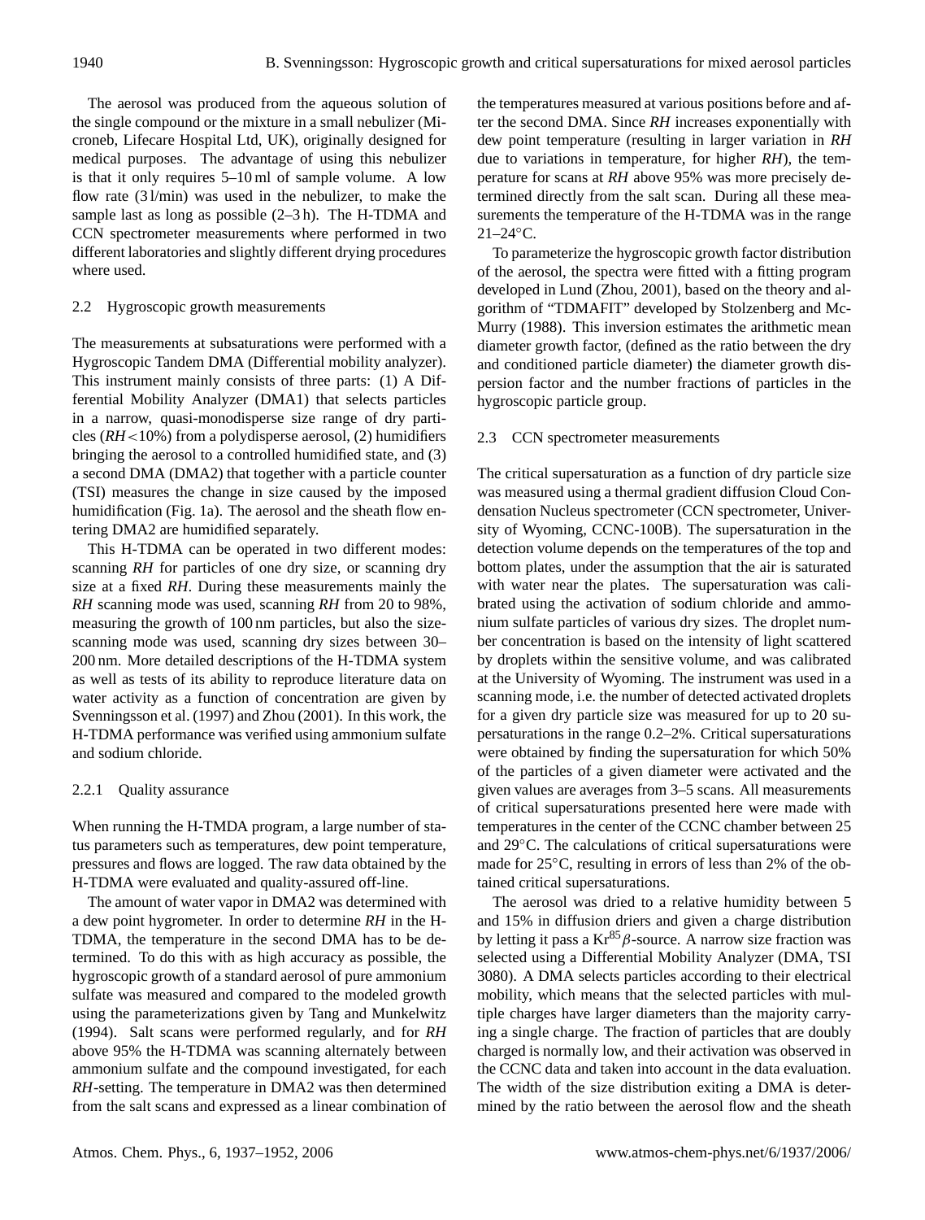The aerosol was produced from the aqueous solution of the single compound or the mixture in a small nebulizer (Microneb, Lifecare Hospital Ltd, UK), originally designed for medical purposes. The advantage of using this nebulizer is that it only requires 5–10 ml of sample volume. A low flow rate (3 l/min) was used in the nebulizer, to make the sample last as long as possible (2–3 h). The H-TDMA and CCN spectrometer measurements where performed in two different laboratories and slightly different drying procedures where used.

### 2.2 Hygroscopic growth measurements

The measurements at subsaturations were performed with a Hygroscopic Tandem DMA (Differential mobility analyzer). This instrument mainly consists of three parts: (1) A Differential Mobility Analyzer (DMA1) that selects particles in a narrow, quasi-monodisperse size range of dry particles (*RH*<10%) from a polydisperse aerosol, (2) humidifiers bringing the aerosol to a controlled humidified state, and (3) a second DMA (DMA2) that together with a particle counter (TSI) measures the change in size caused by the imposed humidification (Fig. 1a). The aerosol and the sheath flow entering DMA2 are humidified separately.

This H-TDMA can be operated in two different modes: scanning *RH* for particles of one dry size, or scanning dry size at a fixed *RH*. During these measurements mainly the *RH* scanning mode was used, scanning *RH* from 20 to 98%, measuring the growth of 100 nm particles, but also the size-scanning mode was used, scanning dry sizes between 30–200 nm. More detailed descriptions of the H-TDMA system as well as tests of its ability to reproduce literature data on water activity as a function of concentration are given by Svenningsson et al. (1997) and Zhou (2001). In this work, the H-TDMA performance was verified using ammonium sulfate and sodium chloride.

#### 2.2.1 Quality assurance

When running the H-TMDA program, a large number of status parameters such as temperatures, dew point temperature, pressures and flows are logged. The raw data obtained by the H-TDMA were evaluated and quality-assured off-line.

The amount of water vapor in DMA2 was determined with a dew point hygrometer. In order to determine *RH* in the H-TDMA, the temperature in the second DMA has to be determined. To do this with as high accuracy as possible, the hygroscopic growth of a standard aerosol of pure ammonium sulfate was measured and compared to the modeled growth using the parameterizations given by Tang and Munkelwitz (1994). Salt scans were performed regularly, and for *RH* above 95% the H-TDMA was scanning alternately between ammonium sulfate and the compound investigated, for each *RH*-setting. The temperature in DMA2 was then determined from the salt scans and expressed as a linear combination of the temperatures measured at various positions before and after the second DMA. Since *RH* increases exponentially with dew point temperature (resulting in larger variation in *RH* due to variations in temperature, for higher *RH*), the temperature for scans at *RH* above 95% was more precisely determined directly from the salt scan. During all these measurements the temperature of the H-TDMA was in the range 21–24°C.

To parameterize the hygroscopic growth factor distribution of the aerosol, the spectra were fitted with a fitting program developed in Lund (Zhou, 2001), based on the theory and algorithm of "TDMAFIT" developed by Stolzenberg and McMurry (1988). This inversion estimates the arithmetic mean diameter growth factor, (defined as the ratio between the dry and conditioned particle diameter) the diameter growth dispersion factor and the number fractions of particles in the hygroscopic particle group.

### 2.3 CCN spectrometer measurements

The critical supersaturation as a function of dry particle size was measured using a thermal gradient diffusion Cloud Condensation Nucleus spectrometer (CCN spectrometer, University of Wyoming, CCNC-100B). The supersaturation in the detection volume depends on the temperatures of the top and bottom plates, under the assumption that the air is saturated with water near the plates. The supersaturation was calibrated using the activation of sodium chloride and ammonium sulfate particles of various dry sizes. The droplet number concentration is based on the intensity of light scattered by droplets within the sensitive volume, and was calibrated at the University of Wyoming. The instrument was used in a scanning mode, i.e. the number of detected activated droplets for a given dry particle size was measured for up to 20 supersaturations in the range 0.2–2%. Critical supersaturations were obtained by finding the supersaturation for which 50% of the particles of a given diameter were activated and the given values are averages from 3–5 scans. All measurements of critical supersaturations presented here were made with temperatures in the center of the CCNC chamber between 25 and 29°C. The calculations of critical supersaturations were made for 25°C, resulting in errors of less than 2% of the obtained critical supersaturations.

The aerosol was dried to a relative humidity between 5 and 15% in diffusion driers and given a charge distribution by letting it pass a $Kr^{85}$ $\beta$-source. A narrow size fraction was selected using a Differential Mobility Analyzer (DMA, TSI 3080). A DMA selects particles according to their electrical mobility, which means that the selected particles with multiple charges have larger diameters than the majority carrying a single charge. The fraction of particles that are doubly charged is normally low, and their activation was observed in the CCNC data and taken into account in the data evaluation. The width of the size distribution exiting a DMA is determined by the ratio between the aerosol flow and the sheath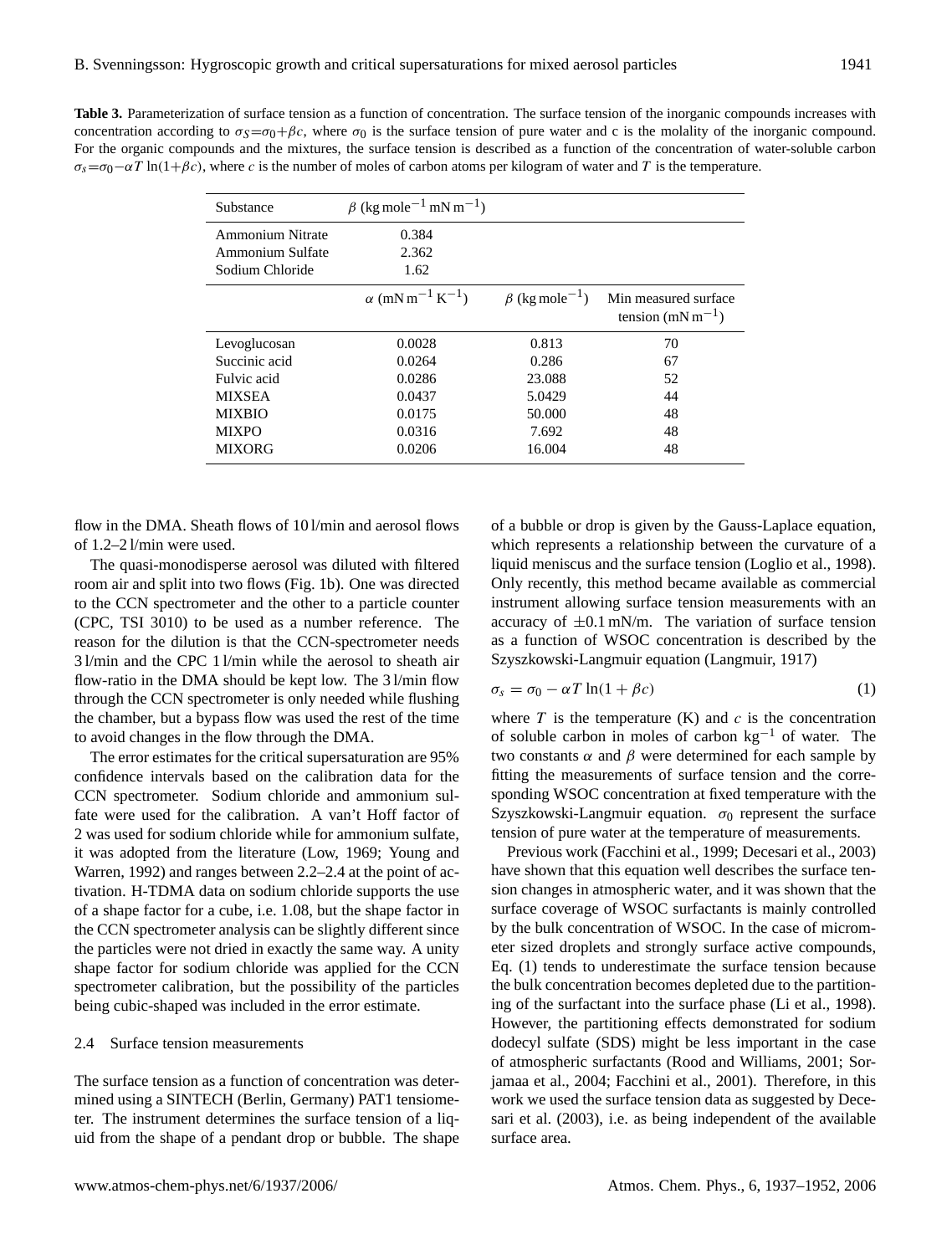**Table 3.** Parameterization of surface tension as a function of concentration. The surface tension of the inorganic compounds increases with concentration according to $\sigma_S=\sigma_0+\beta c$, where $\sigma_0$ is the surface tension of pure water and c is the molality of the inorganic compound. For the organic compounds and the mixtures, the surface tension is described as a function of the concentration of water-soluble carbon $\sigma_s=\sigma_0-\alpha T \ln(1+\beta c)$, where $c$ is the number of moles of carbon atoms per kilogram of water and $T$ is the temperature.

| Substance | $\beta$ (kg mole$^{-1}$ mN m$^{-1}$) | | |
|---|---|---|---|
| Ammonium Nitrate | 0.384 | | |
| Ammonium Sulfate | 2.362 | | |
| Sodium Chloride | 1.62 | | |
| | $\alpha$ (mN m$^{-1}$ K$^{-1}$) | $\beta$ (kg mole$^{-1}$) | Min measured surface tension (mN m$^{-1}$) |
| Levoglucosan | 0.0028 | 0.813 | 70 |
| Succinic acid | 0.0264 | 0.286 | 67 |
| Fulvic acid | 0.0286 | 23.088 | 52 |
| MIXSEA | 0.0437 | 5.0429 | 44 |
| MIXBIO | 0.0175 | 50.000 | 48 |
| MIXPO | 0.0316 | 7.692 | 48 |
| MIXORG | 0.0206 | 16.004 | 48 |

flow in the DMA. Sheath flows of 10 l/min and aerosol flows of 1.2–2 l/min were used.

The quasi-monodisperse aerosol was diluted with filtered room air and split into two flows (Fig. 1b). One was directed to the CCN spectrometer and the other to a particle counter (CPC, TSI 3010) to be used as a number reference. The reason for the dilution is that the CCN-spectrometer needs 3 l/min and the CPC 1 l/min while the aerosol to sheath air flow-ratio in the DMA should be kept low. The 3 l/min flow through the CCN spectrometer is only needed while flushing the chamber, but a bypass flow was used the rest of the time to avoid changes in the flow through the DMA.

The error estimates for the critical supersaturation are 95% confidence intervals based on the calibration data for the CCN spectrometer. Sodium chloride and ammonium sulfate were used for the calibration. A van't Hoff factor of 2 was used for sodium chloride while for ammonium sulfate, it was adopted from the literature (Low, 1969; Young and Warren, 1992) and ranges between 2.2–2.4 at the point of activation. H-TDMA data on sodium chloride supports the use of a shape factor for a cube, i.e. 1.08, but the shape factor in the CCN spectrometer analysis can be slightly different since the particles were not dried in exactly the same way. A unity shape factor for sodium chloride was applied for the CCN spectrometer calibration, but the possibility of the particles being cubic-shaped was included in the error estimate.

### 2.4 Surface tension measurements

The surface tension as a function of concentration was determined using a SINTECH (Berlin, Germany) PAT1 tensiometer. The instrument determines the surface tension of a liquid from the shape of a pendant drop or bubble. The shape of a bubble or drop is given by the Gauss-Laplace equation, which represents a relationship between the curvature of a liquid meniscus and the surface tension (Loglio et al., 1998). Only recently, this method became available as commercial instrument allowing surface tension measurements with an accuracy of ±0.1 mN/m. The variation of surface tension as a function of WSOC concentration is described by the Szyszkowski-Langmuir equation (Langmuir, 1917)

$$\sigma_s = \sigma_0 - \alpha T \ln(1 + \beta c) \qquad (1)$$

where $T$ is the temperature (K) and $c$ is the concentration of soluble carbon in moles of carbon kg$^{-1}$ of water. The two constants $\alpha$ and $\beta$ were determined for each sample by fitting the measurements of surface tension and the corresponding WSOC concentration at fixed temperature with the Szyszkowski-Langmuir equation. $\sigma_0$ represent the surface tension of pure water at the temperature of measurements.

Previous work (Facchini et al., 1999; Decesari et al., 2003) have shown that this equation well describes the surface tension changes in atmospheric water, and it was shown that the surface coverage of WSOC surfactants is mainly controlled by the bulk concentration of WSOC. In the case of micrometer sized droplets and strongly surface active compounds, Eq. (1) tends to underestimate the surface tension because the bulk concentration becomes depleted due to the partitioning of the surfactant into the surface phase (Li et al., 1998). However, the partitioning effects demonstrated for sodium dodecyl sulfate (SDS) might be less important in the case of atmospheric surfactants (Rood and Williams, 2001; Sorjamaa et al., 2004; Facchini et al., 2001). Therefore, in this work we used the surface tension data as suggested by Decesari et al. (2003), i.e. as being independent of the available surface area.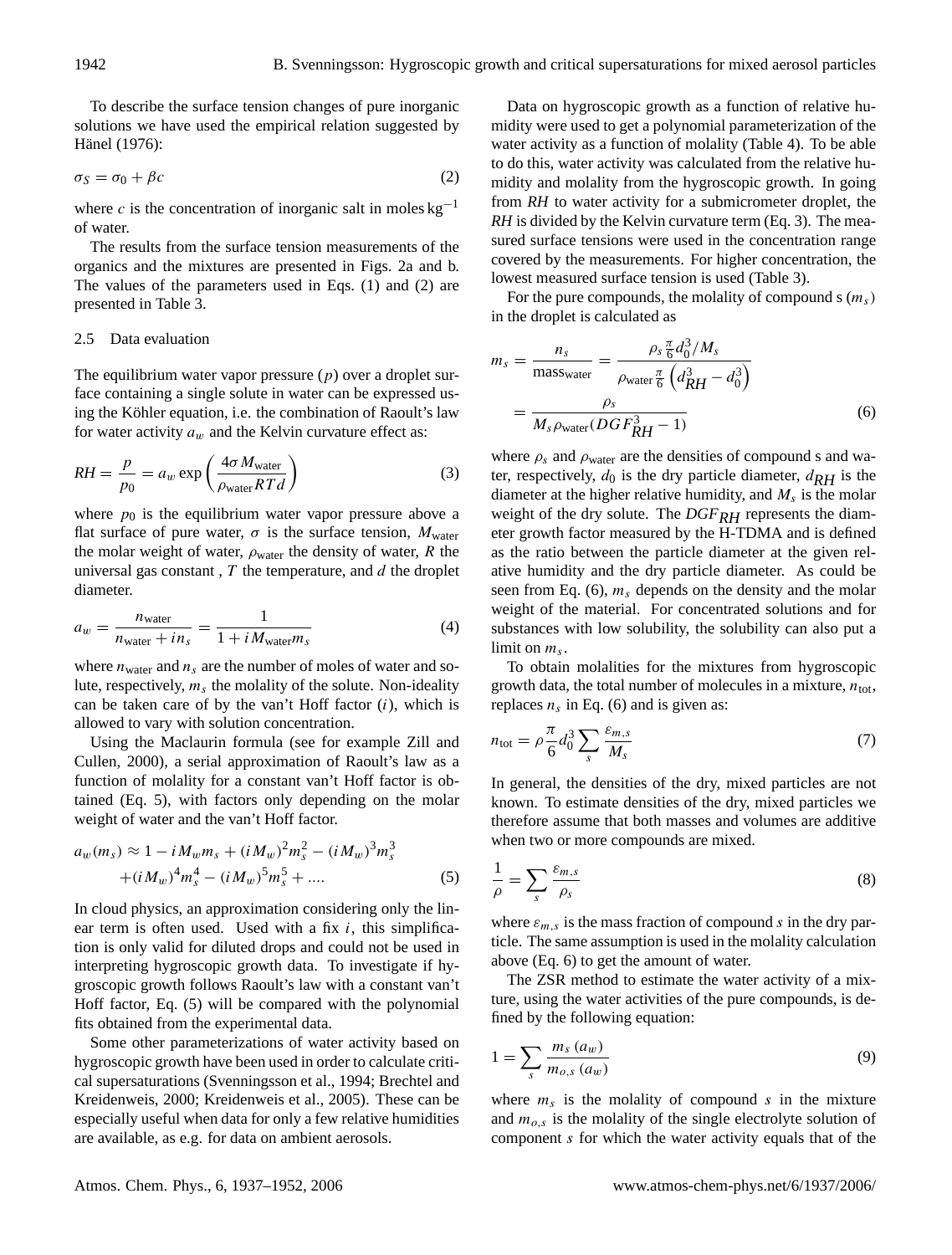To describe the surface tension changes of pure inorganic solutions we have used the empirical relation suggested by Hänel (1976):

$$\sigma_S = \sigma_0 + \beta c \tag{2}$$

where $c$ is the concentration of inorganic salt in moles $\text{kg}^{-1}$ of water.

The results from the surface tension measurements of the organics and the mixtures are presented in Figs. 2a and b. The values of the parameters used in Eqs. (1) and (2) are presented in Table 3.

### 2.5 Data evaluation

The equilibrium water vapor pressure ($p$) over a droplet surface containing a single solute in water can be expressed using the Köhler equation, i.e. the combination of Raoult's law for water activity $a_w$ and the Kelvin curvature effect as:

$$RH = \frac{p}{p_0} = a_w \exp\left(\frac{4\sigma M_{\text{water}}}{\rho_{\text{water}} RTd}\right) \tag{3}$$

where $p_0$ is the equilibrium water vapor pressure above a flat surface of pure water, $\sigma$ is the surface tension, $M_{\text{water}}$ the molar weight of water, $\rho_{\text{water}}$ the density of water, $R$ the universal gas constant, $T$ the temperature, and $d$ the droplet diameter.

$$a_w = \frac{n_{\text{water}}}{n_{\text{water}} + i n_s} = \frac{1}{1 + i M_{\text{water}} m_s} \tag{4}$$

where $n_{\text{water}}$ and $n_s$ are the number of moles of water and solute, respectively, $m_s$ the molality of the solute. Non-ideality can be taken care of by the van't Hoff factor ($i$), which is allowed to vary with solution concentration.

Using the Maclaurin formula (see for example Zill and Cullen, 2000), a serial approximation of Raoult's law as a function of molality for a constant van't Hoff factor is obtained (Eq. 5), with factors only depending on the molar weight of water and the van't Hoff factor.

$$a_w(m_s) \approx 1 - iM_w m_s + (iM_w)^2 m_s^2 - (iM_w)^3 m_s^3 + (iM_w)^4 m_s^4 - (iM_w)^5 m_s^5 + \ldots \tag{5}$$

In cloud physics, an approximation considering only the linear term is often used. Used with a fix $i$, this simplification is only valid for diluted drops and could not be used in interpreting hygroscopic growth data. To investigate if hygroscopic growth follows Raoult's law with a constant van't Hoff factor, Eq. (5) will be compared with the polynomial fits obtained from the experimental data.

Some other parameterizations of water activity based on hygroscopic growth have been used in order to calculate critical supersaturations (Svenningsson et al., 1994; Brechtel and Kreidenweis, 2000; Kreidenweis et al., 2005). These can be especially useful when data for only a few relative humidities are available, as e.g. for data on ambient aerosols.

Data on hygroscopic growth as a function of relative humidity were used to get a polynomial parameterization of the water activity as a function of molality (Table 4). To be able to do this, water activity was calculated from the relative humidity and molality from the hygroscopic growth. In going from *RH* to water activity for a submicrometer droplet, the *RH* is divided by the Kelvin curvature term (Eq. 3). The measured surface tensions were used in the concentration range covered by the measurements. For higher concentration, the lowest measured surface tension is used (Table 3).

For the pure compounds, the molality of compound s ($m_s$) in the droplet is calculated as

$$m_s = \frac{n_s}{\text{mass}_{\text{water}}} = \frac{\rho_s \frac{\pi}{6} d_0^3 / M_s}{\rho_{\text{water}} \frac{\pi}{6}\left(d_{RH}^3 - d_0^3\right)} = \frac{\rho_s}{M_s \rho_{\text{water}} (DGF_{RH}^3 - 1)} \tag{6}$$

where $\rho_s$ and $\rho_{\text{water}}$ are the densities of compound s and water, respectively, $d_0$ is the dry particle diameter, $d_{RH}$ is the diameter at the higher relative humidity, and $M_s$ is the molar weight of the dry solute. The $DGF_{RH}$ represents the diameter growth factor measured by the H-TDMA and is defined as the ratio between the particle diameter at the given relative humidity and the dry particle diameter. As could be seen from Eq. (6), $m_s$ depends on the density and the molar weight of the material. For concentrated solutions and for substances with low solubility, the solubility can also put a limit on $m_s$.

To obtain molalities for the mixtures from hygroscopic growth data, the total number of molecules in a mixture, $n_{\text{tot}}$, replaces $n_s$ in Eq. (6) and is given as:

$$n_{\text{tot}} = \rho \frac{\pi}{6} d_0^3 \sum_s \frac{\varepsilon_{m,s}}{M_s} \tag{7}$$

In general, the densities of the dry, mixed particles are not known. To estimate densities of the dry, mixed particles we therefore assume that both masses and volumes are additive when two or more compounds are mixed.

$$\frac{1}{\rho} = \sum_s \frac{\varepsilon_{m,s}}{\rho_s} \tag{8}$$

where $\varepsilon_{m,s}$ is the mass fraction of compound $s$ in the dry particle. The same assumption is used in the molality calculation above (Eq. 6) to get the amount of water.

The ZSR method to estimate the water activity of a mixture, using the water activities of the pure compounds, is defined by the following equation:

$$1 = \sum_s \frac{m_s\,(a_w)}{m_{o,s}\,(a_w)} \tag{9}$$

where $m_s$ is the molality of compound $s$ in the mixture and $m_{o,s}$ is the molality of the single electrolyte solution of component $s$ for which the water activity equals that of the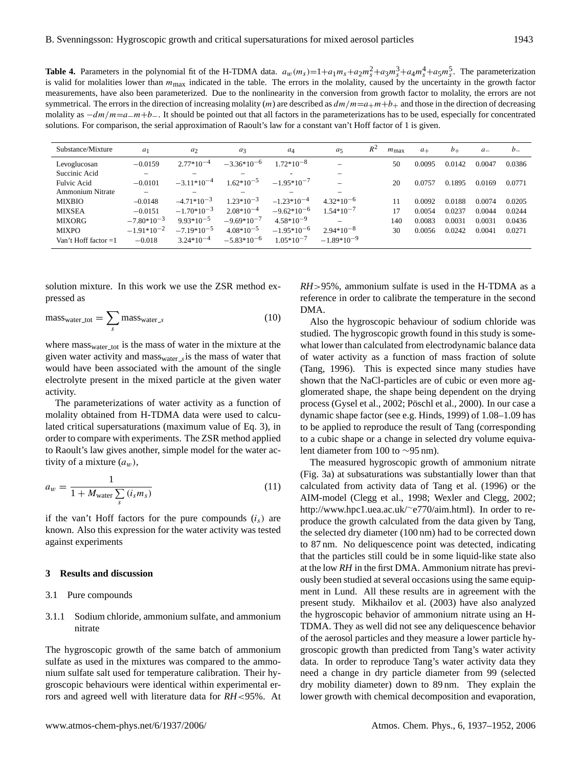**Table 4.** Parameters in the polynomial fit of the H-TDMA data. $a_w(m_s)=1+a_1m_s+a_2m_s^2+a_3m_s^3+a_4m_s^4+a_5m_s^5$. The parameterization is valid for molalities lower than $m_{\max}$ indicated in the table. The errors in the molality, caused by the uncertainty in the growth factor measurements, have also been parameterized. Due to the nonlinearity in the conversion from growth factor to molality, the errors are not symmetrical. The errors in the direction of increasing molality ($m$) are described as $dm/m=a_+m+b_+$ and those in the direction of decreasing molality as $-dm/m=a_-m+b_-$. It should be pointed out that all factors in the parameterizations has to be used, especially for concentrated solutions. For comparison, the serial approximation of Raoult's law for a constant van't Hoff factor of 1 is given.

| Substance/Mixture | $a_1$ | $a_2$ | $a_3$ | $a_4$ | $a_5$ | $R^2$ | $m_{\max}$ | $a_+$ | $b_+$ | $a_-$ | $b_-$ |
|---|---|---|---|---|---|---|---|---|---|---|---|
| Levoglucosan | $-0.0159$ | $2.77{*}10^{-4}$ | $-3.36{*}10^{-6}$ | $1.72{*}10^{-8}$ | – | | 50 | 0.0095 | 0.0142 | 0.0047 | 0.0386 |
| Succinic Acid | – | – | – | - | – | | | | | | |
| Fulvic Acid | $-0.0101$ | $-3.11{*}10^{-4}$ | $1.62{*}10^{-5}$ | $-1.95{*}10^{-7}$ | – | | 20 | 0.0757 | 0.1895 | 0.0169 | 0.0771 |
| Ammonium Nitrate | – | – | – | – | – | | | | | | |
| MIXBIO | $-0.0148$ | $-4.71{*}10^{-3}$ | $1.23{*}10^{-3}$ | $-1.23{*}10^{-4}$ | $4.32{*}10^{-6}$ | | 11 | 0.0092 | 0.0188 | 0.0074 | 0.0205 |
| MIXSEA | $-0.0151$ | $-1.70{*}10^{-3}$ | $2.08{*}10^{-4}$ | $-9.62{*}10^{-6}$ | $1.54{*}10^{-7}$ | | 17 | 0.0054 | 0.0237 | 0.0044 | 0.0244 |
| MIXORG | $-7.80{*}10^{-3}$ | $9.93{*}10^{-5}$ | $-9.69{*}10^{-7}$ | $4.58{*}10^{-9}$ | – | | 140 | 0.0083 | 0.0031 | 0.0031 | 0.0436 |
| MIXPO | $-1.91{*}10^{-2}$ | $-7.19{*}10^{-5}$ | $4.08{*}10^{-5}$ | $-1.95{*}10^{-6}$ | $2.94{*}10^{-8}$ | | 30 | 0.0056 | 0.0242 | 0.0041 | 0.0271 |
| Van't Hoff factor =1 | $-0.018$ | $3.24{*}10^{-4}$ | $-5.83{*}10^{-6}$ | $1.05{*}10^{-7}$ | $-1.89{*}10^{-9}$ | | | | | | |

solution mixture. In this work we use the ZSR method expressed as

$$\text{mass}_{\text{water\_tot}} = \sum_s \text{mass}_{\text{water\_}s} \tag{10}$$

where $\text{mass}_{\text{water\_tot}}$ is the mass of water in the mixture at the given water activity and $\text{mass}_{\text{water\_}s}$ is the mass of water that would have been associated with the amount of the single electrolyte present in the mixed particle at the given water activity.

The parameterizations of water activity as a function of molality obtained from H-TDMA data were used to calculated critical supersaturations (maximum value of Eq. 3), in order to compare with experiments. The ZSR method applied to Raoult's law gives another, simple model for the water activity of a mixture ($a_w$),

$$a_w = \frac{1}{1 + M_{\text{water}} \sum_s (i_s m_s)} \tag{11}$$

if the van't Hoff factors for the pure compounds ($i_s$) are known. Also this expression for the water activity was tested against experiments

## 3 Results and discussion

### 3.1 Pure compounds

#### 3.1.1 Sodium chloride, ammonium sulfate, and ammonium nitrate

The hygroscopic growth of the same batch of ammonium sulfate as used in the mixtures was compared to the ammonium sulfate salt used for temperature calibration. Their hygroscopic behaviours were identical within experimental errors and agreed well with literature data for $RH<95\%$. At $RH>95\%$, ammonium sulfate is used in the H-TDMA as a reference in order to calibrate the temperature in the second DMA.

Also the hygroscopic behaviour of sodium chloride was studied. The hygroscopic growth found in this study is somewhat lower than calculated from electrodynamic balance data of water activity as a function of mass fraction of solute (Tang, 1996). This is expected since many studies have shown that the NaCl-particles are of cubic or even more agglomerated shape, the shape being dependent on the drying process (Gysel et al., 2002; Pöschl et al., 2000). In our case a dynamic shape factor (see e.g. Hinds, 1999) of 1.08–1.09 has to be applied to reproduce the result of Tang (corresponding to a cubic shape or a change in selected dry volume equivalent diameter from 100 to ~95 nm).

The measured hygroscopic growth of ammonium nitrate (Fig. 3a) at subsaturations was substantially lower than that calculated from activity data of Tang et al. (1996) or the AIM-model (Clegg et al., 1998; Wexler and Clegg, 2002; http://www.hpc1.uea.ac.uk/~e770/aim.html). In order to reproduce the growth calculated from the data given by Tang, the selected dry diameter (100 nm) had to be corrected down to 87 nm. No deliquescence point was detected, indicating that the particles still could be in some liquid-like state also at the low $RH$ in the first DMA. Ammonium nitrate has previously been studied at several occasions using the same equipment in Lund. All these results are in agreement with the present study. Mikhailov et al. (2003) have also analyzed the hygroscopic behavior of ammonium nitrate using an H-TDMA. They as well did not see any deliquescence behavior of the aerosol particles and they measure a lower particle hygroscopic growth than predicted from Tang's water activity data. In order to reproduce Tang's water activity data they need a change in dry particle diameter from 99 (selected dry mobility diameter) down to 89 nm. They explain the lower growth with chemical decomposition and evaporation,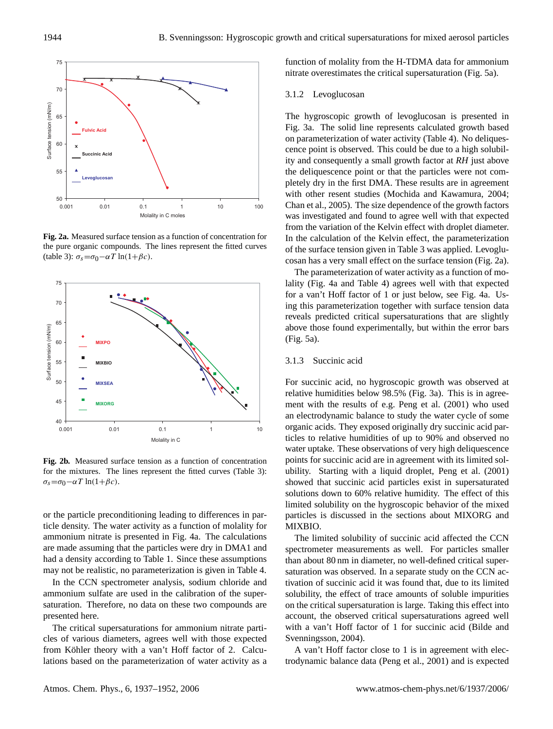**Fig. 2a.** Measured surface tension as a function of concentration for the pure organic compounds. The lines represent the fitted curves (table 3): $\sigma_s = \sigma_0 - \alpha T \ln(1 + \beta c)$.

**Fig. 2b.** Measured surface tension as a function of concentration for the mixtures. The lines represent the fitted curves (Table 3): $\sigma_s = \sigma_0 - \alpha T \ln(1 + \beta c)$.

or the particle preconditioning leading to differences in particle density. The water activity as a function of molality for ammonium nitrate is presented in Fig. 4a. The calculations are made assuming that the particles were dry in DMA1 and had a density according to Table 1. Since these assumptions may not be realistic, no parameterization is given in Table 4.

In the CCN spectrometer analysis, sodium chloride and ammonium sulfate are used in the calibration of the supersaturation. Therefore, no data on these two compounds are presented here.

The critical supersaturations for ammonium nitrate particles of various diameters, agrees well with those expected from Köhler theory with a van't Hoff factor of 2. Calculations based on the parameterization of water activity as a function of molality from the H-TDMA data for ammonium nitrate overestimates the critical supersaturation (Fig. 5a).

#### 3.1.2 Levoglucosan

The hygroscopic growth of levoglucosan is presented in Fig. 3a. The solid line represents calculated growth based on parameterization of water activity (Table 4). No deliquescence point is observed. This could be due to a high solubility and consequently a small growth factor at *RH* just above the deliquescence point or that the particles were not completely dry in the first DMA. These results are in agreement with other resent studies (Mochida and Kawamura, 2004; Chan et al., 2005). The size dependence of the growth factors was investigated and found to agree well with that expected from the variation of the Kelvin effect with droplet diameter. In the calculation of the Kelvin effect, the parameterization of the surface tension given in Table 3 was applied. Levoglucosan has a very small effect on the surface tension (Fig. 2a).

The parameterization of water activity as a function of molality (Fig. 4a and Table 4) agrees well with that expected for a van't Hoff factor of 1 or just below, see Fig. 4a. Using this parameterization together with surface tension data reveals predicted critical supersaturations that are slightly above those found experimentally, but within the error bars (Fig. 5a).

#### 3.1.3 Succinic acid

For succinic acid, no hygroscopic growth was observed at relative humidities below 98.5% (Fig. 3a). This is in agreement with the results of e.g. Peng et al. (2001) who used an electrodynamic balance to study the water cycle of some organic acids. They exposed originally dry succinic acid particles to relative humidities of up to 90% and observed no water uptake. These observations of very high deliquescence points for succinic acid are in agreement with its limited solubility. Starting with a liquid droplet, Peng et al. (2001) showed that succinic acid particles exist in supersaturated solutions down to 60% relative humidity. The effect of this limited solubility on the hygroscopic behavior of the mixed particles is discussed in the sections about MIXORG and MIXBIO.

The limited solubility of succinic acid affected the CCN spectrometer measurements as well. For particles smaller than about 80 nm in diameter, no well-defined critical supersaturation was observed. In a separate study on the CCN activation of succinic acid it was found that, due to its limited solubility, the effect of trace amounts of soluble impurities on the critical supersaturation is large. Taking this effect into account, the observed critical supersaturations agreed well with a van't Hoff factor of 1 for succinic acid (Bilde and Svenningsson, 2004).

A van't Hoff factor close to 1 is in agreement with electrodynamic balance data (Peng et al., 2001) and is expected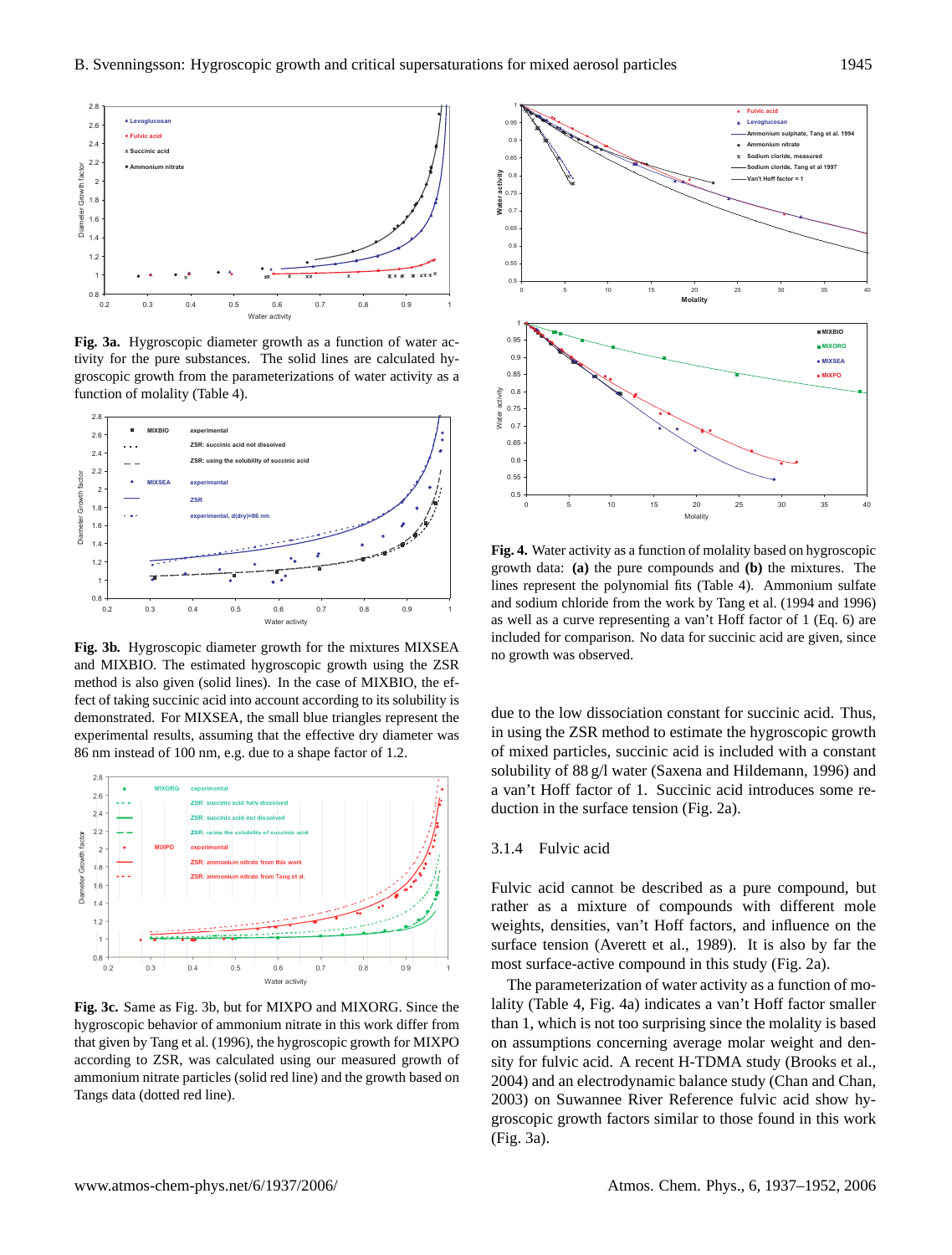**Fig. 3a.** Hygroscopic diameter growth as a function of water activity for the pure substances. The solid lines are calculated hygroscopic growth from the parameterizations of water activity as a function of molality (Table 4).

**Fig. 3b.** Hygroscopic diameter growth for the mixtures MIXSEA and MIXBIO. The estimated hygroscopic growth using the ZSR method is also given (solid lines). In the case of MIXBIO, the effect of taking succinic acid into account according to its solubility is demonstrated. For MIXSEA, the small blue triangles represent the experimental results, assuming that the effective dry diameter was 86 nm instead of 100 nm, e.g. due to a shape factor of 1.2.

**Fig. 3c.** Same as Fig. 3b, but for MIXPO and MIXORG. Since the hygroscopic behavior of ammonium nitrate in this work differ from that given by Tang et al. (1996), the hygroscopic growth for MIXPO according to ZSR, was calculated using our measured growth of ammonium nitrate particles (solid red line) and the growth based on Tangs data (dotted red line).

**Fig. 4.** Water activity as a function of molality based on hygroscopic growth data: **(a)** the pure compounds and **(b)** the mixtures. The lines represent the polynomial fits (Table 4). Ammonium sulfate and sodium chloride from the work by Tang et al. (1994 and 1996) as well as a curve representing a van't Hoff factor of 1 (Eq. 6) are included for comparison. No data for succinic acid are given, since no growth was observed.

due to the low dissociation constant for succinic acid. Thus, in using the ZSR method to estimate the hygroscopic growth of mixed particles, succinic acid is included with a constant solubility of 88 g/l water (Saxena and Hildemann, 1996) and a van't Hoff factor of 1. Succinic acid introduces some reduction in the surface tension (Fig. 2a).

### 3.1.4 Fulvic acid

Fulvic acid cannot be described as a pure compound, but rather as a mixture of compounds with different mole weights, densities, van't Hoff factors, and influence on the surface tension (Averett et al., 1989). It is also by far the most surface-active compound in this study (Fig. 2a).

The parameterization of water activity as a function of molality (Table 4, Fig. 4a) indicates a van't Hoff factor smaller than 1, which is not too surprising since the molality is based on assumptions concerning average molar weight and density for fulvic acid. A recent H-TDMA study (Brooks et al., 2004) and an electrodynamic balance study (Chan and Chan, 2003) on Suwannee River Reference fulvic acid show hygroscopic growth factors similar to those found in this work (Fig. 3a).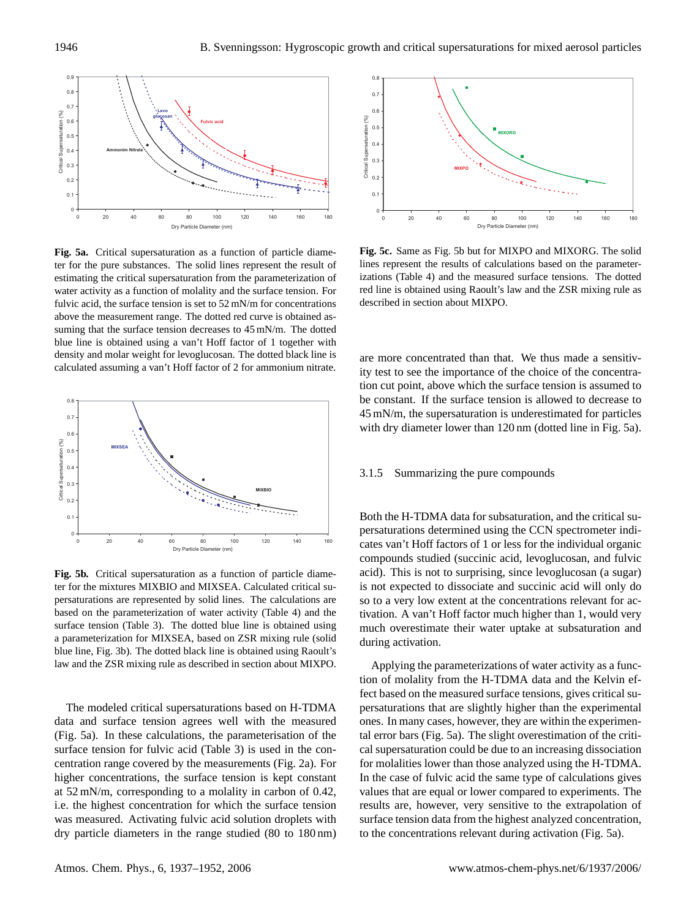**Fig. 5a.** Critical supersaturation as a function of particle diameter for the pure substances. The solid lines represent the result of estimating the critical supersaturation from the parameterization of water activity as a function of molality and the surface tension. For fulvic acid, the surface tension is set to 52 mN/m for concentrations above the measurement range. The dotted red curve is obtained assuming that the surface tension decreases to 45 mN/m. The dotted blue line is obtained using a van't Hoff factor of 1 together with density and molar weight for levoglucosan. The dotted black line is calculated assuming a van't Hoff factor of 2 for ammonium nitrate.

**Fig. 5b.** Critical supersaturation as a function of particle diameter for the mixtures MIXBIO and MIXSEA. Calculated critical supersaturations are represented by solid lines. The calculations are based on the parameterization of water activity (Table 4) and the surface tension (Table 3). The dotted blue line is obtained using a parameterization for MIXSEA, based on ZSR mixing rule (solid blue line, Fig. 3b). The dotted black line is obtained using Raoult's law and the ZSR mixing rule as described in section about MIXPO.

The modeled critical supersaturations based on H-TDMA data and surface tension agrees well with the measured (Fig. 5a). In these calculations, the parameterisation of the surface tension for fulvic acid (Table 3) is used in the concentration range covered by the measurements (Fig. 2a). For higher concentrations, the surface tension is kept constant at 52 mN/m, corresponding to a molality in carbon of 0.42, i.e. the highest concentration for which the surface tension was measured. Activating fulvic acid solution droplets with dry particle diameters in the range studied (80 to 180 nm) are more concentrated than that. We thus made a sensitivity test to see the importance of the choice of the concentration cut point, above which the surface tension is assumed to be constant. If the surface tension is allowed to decrease to 45 mN/m, the supersaturation is underestimated for particles with dry diameter lower than 120 nm (dotted line in Fig. 5a).

**Fig. 5c.** Same as Fig. 5b but for MIXPO and MIXORG. The solid lines represent the results of calculations based on the parameterizations (Table 4) and the measured surface tensions. The dotted red line is obtained using Raoult's law and the ZSR mixing rule as described in section about MIXPO.

### 3.1.5 Summarizing the pure compounds

Both the H-TDMA data for subsaturation, and the critical supersaturations determined using the CCN spectrometer indicates van't Hoff factors of 1 or less for the individual organic compounds studied (succinic acid, levoglucosan, and fulvic acid). This is not to surprising, since levoglucosan (a sugar) is not expected to dissociate and succinic acid will only do so to a very low extent at the concentrations relevant for activation. A van't Hoff factor much higher than 1, would very much overestimate their water uptake at subsaturation and during activation.

Applying the parameterizations of water activity as a function of molality from the H-TDMA data and the Kelvin effect based on the measured surface tensions, gives critical supersaturations that are slightly higher than the experimental ones. In many cases, however, they are within the experimental error bars (Fig. 5a). The slight overestimation of the critical supersaturation could be due to an increasing dissociation for molalities lower than those analyzed using the H-TDMA. In the case of fulvic acid the same type of calculations gives values that are equal or lower compared to experiments. The results are, however, very sensitive to the extrapolation of surface tension data from the highest analyzed concentration, to the concentrations relevant during activation (Fig. 5a).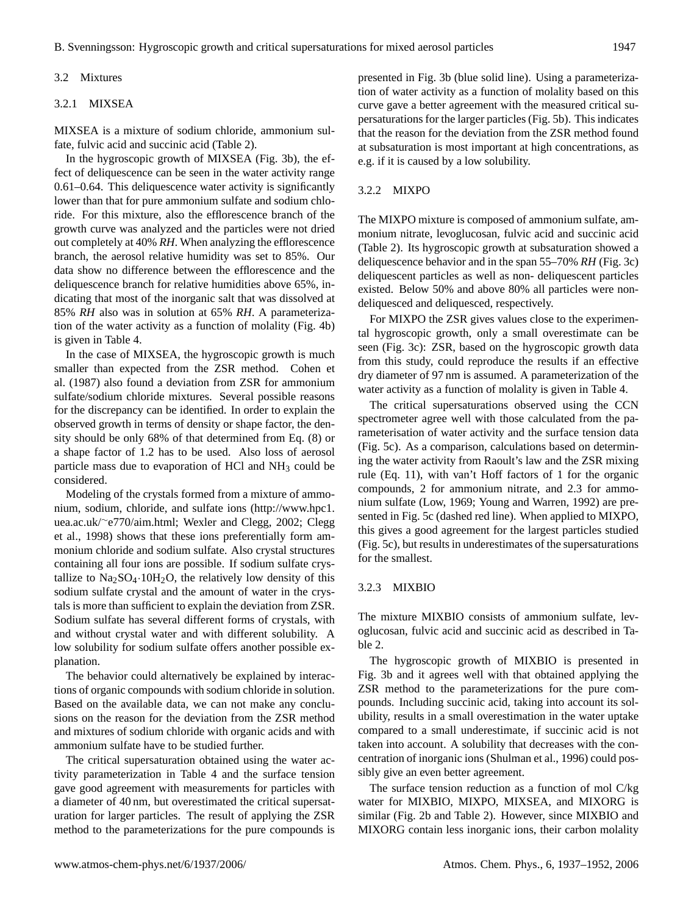### 3.2 Mixtures

#### 3.2.1 MIXSEA

MIXSEA is a mixture of sodium chloride, ammonium sulfate, fulvic acid and succinic acid (Table 2).

In the hygroscopic growth of MIXSEA (Fig. 3b), the effect of deliquescence can be seen in the water activity range 0.61–0.64. This deliquescence water activity is significantly lower than that for pure ammonium sulfate and sodium chloride. For this mixture, also the efflorescence branch of the growth curve was analyzed and the particles were not dried out completely at 40% *RH*. When analyzing the efflorescence branch, the aerosol relative humidity was set to 85%. Our data show no difference between the efflorescence and the deliquescence branch for relative humidities above 65%, indicating that most of the inorganic salt that was dissolved at 85% *RH* also was in solution at 65% *RH*. A parameterization of the water activity as a function of molality (Fig. 4b) is given in Table 4.

In the case of MIXSEA, the hygroscopic growth is much smaller than expected from the ZSR method. Cohen et al. (1987) also found a deviation from ZSR for ammonium sulfate/sodium chloride mixtures. Several possible reasons for the discrepancy can be identified. In order to explain the observed growth in terms of density or shape factor, the density should be only 68% of that determined from Eq. (8) or a shape factor of 1.2 has to be used. Also loss of aerosol particle mass due to evaporation of HCl and $NH_3$ could be considered.

Modeling of the crystals formed from a mixture of ammonium, sodium, chloride, and sulfate ions (http://www.hpc1.uea.ac.uk/~e770/aim.html; Wexler and Clegg, 2002; Clegg et al., 1998) shows that these ions preferentially form ammonium chloride and sodium sulfate. Also crystal structures containing all four ions are possible. If sodium sulfate crystallize to $Na_2SO_4 \cdot 10H_2O$, the relatively low density of this sodium sulfate crystal and the amount of water in the crystals is more than sufficient to explain the deviation from ZSR. Sodium sulfate has several different forms of crystals, with and without crystal water and with different solubility. A low solubility for sodium sulfate offers another possible explanation.

The behavior could alternatively be explained by interactions of organic compounds with sodium chloride in solution. Based on the available data, we can not make any conclusions on the reason for the deviation from the ZSR method and mixtures of sodium chloride with organic acids and with ammonium sulfate have to be studied further.

The critical supersaturation obtained using the water activity parameterization in Table 4 and the surface tension gave good agreement with measurements for particles with a diameter of 40 nm, but overestimated the critical supersaturation for larger particles. The result of applying the ZSR method to the parameterizations for the pure compounds is presented in Fig. 3b (blue solid line). Using a parameterization of water activity as a function of molality based on this curve gave a better agreement with the measured critical supersaturations for the larger particles (Fig. 5b). This indicates that the reason for the deviation from the ZSR method found at subsaturation is most important at high concentrations, as e.g. if it is caused by a low solubility.

#### 3.2.2 MIXPO

The MIXPO mixture is composed of ammonium sulfate, ammonium nitrate, levoglucosan, fulvic acid and succinic acid (Table 2). Its hygroscopic growth at subsaturation showed a deliquescence behavior and in the span 55–70% *RH* (Fig. 3c) deliquescent particles as well as non- deliquescent particles existed. Below 50% and above 80% all particles were non-deliquesced and deliquesced, respectively.

For MIXPO the ZSR gives values close to the experimental hygroscopic growth, only a small overestimate can be seen (Fig. 3c): ZSR, based on the hygroscopic growth data from this study, could reproduce the results if an effective dry diameter of 97 nm is assumed. A parameterization of the water activity as a function of molality is given in Table 4.

The critical supersaturations observed using the CCN spectrometer agree well with those calculated from the parameterisation of water activity and the surface tension data (Fig. 5c). As a comparison, calculations based on determining the water activity from Raoult's law and the ZSR mixing rule (Eq. 11), with van't Hoff factors of 1 for the organic compounds, 2 for ammonium nitrate, and 2.3 for ammonium sulfate (Low, 1969; Young and Warren, 1992) are presented in Fig. 5c (dashed red line). When applied to MIXPO, this gives a good agreement for the largest particles studied (Fig. 5c), but results in underestimates of the supersaturations for the smallest.

#### 3.2.3 MIXBIO

The mixture MIXBIO consists of ammonium sulfate, levoglucosan, fulvic acid and succinic acid as described in Table 2.

The hygroscopic growth of MIXBIO is presented in Fig. 3b and it agrees well with that obtained applying the ZSR method to the parameterizations for the pure compounds. Including succinic acid, taking into account its solubility, results in a small overestimation in the water uptake compared to a small underestimate, if succinic acid is not taken into account. A solubility that decreases with the concentration of inorganic ions (Shulman et al., 1996) could possibly give an even better agreement.

The surface tension reduction as a function of mol C/kg water for MIXBIO, MIXPO, MIXSEA, and MIXORG is similar (Fig. 2b and Table 2). However, since MIXBIO and MIXORG contain less inorganic ions, their carbon molality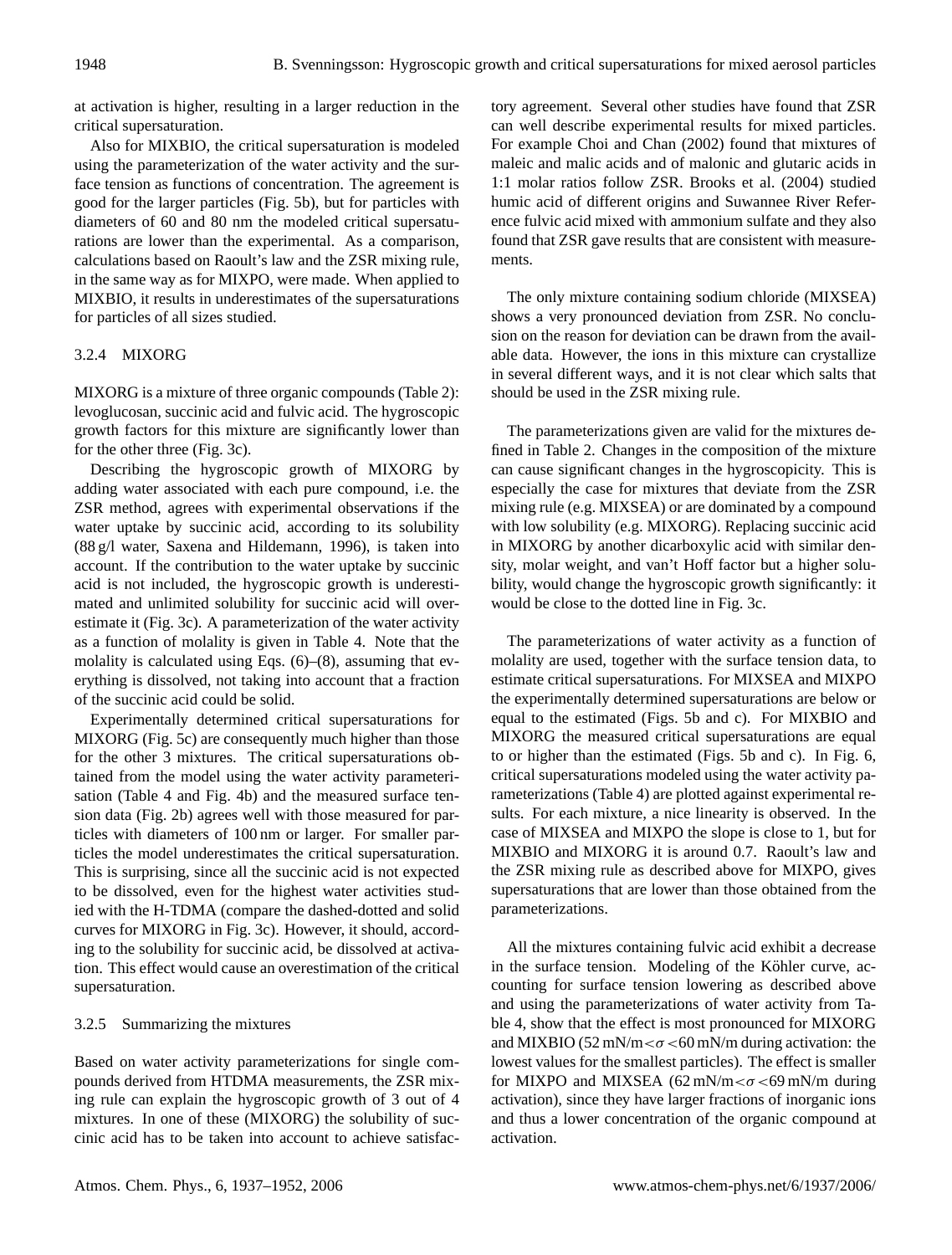at activation is higher, resulting in a larger reduction in the critical supersaturation.

Also for MIXBIO, the critical supersaturation is modeled using the parameterization of the water activity and the surface tension as functions of concentration. The agreement is good for the larger particles (Fig. 5b), but for particles with diameters of 60 and 80 nm the modeled critical supersaturations are lower than the experimental. As a comparison, calculations based on Raoult's law and the ZSR mixing rule, in the same way as for MIXPO, were made. When applied to MIXBIO, it results in underestimates of the supersaturations for particles of all sizes studied.

#### 3.2.4 MIXORG

MIXORG is a mixture of three organic compounds (Table 2): levoglucosan, succinic acid and fulvic acid. The hygroscopic growth factors for this mixture are significantly lower than for the other three (Fig. 3c).

Describing the hygroscopic growth of MIXORG by adding water associated with each pure compound, i.e. the ZSR method, agrees with experimental observations if the water uptake by succinic acid, according to its solubility (88 g/l water, Saxena and Hildemann, 1996), is taken into account. If the contribution to the water uptake by succinic acid is not included, the hygroscopic growth is underestimated and unlimited solubility for succinic acid will overestimate it (Fig. 3c). A parameterization of the water activity as a function of molality is given in Table 4. Note that the molality is calculated using Eqs. (6)–(8), assuming that everything is dissolved, not taking into account that a fraction of the succinic acid could be solid.

Experimentally determined critical supersaturations for MIXORG (Fig. 5c) are consequently much higher than those for the other 3 mixtures. The critical supersaturations obtained from the model using the water activity parameterisation (Table 4 and Fig. 4b) and the measured surface tension data (Fig. 2b) agrees well with those measured for particles with diameters of 100 nm or larger. For smaller particles the model underestimates the critical supersaturation. This is surprising, since all the succinic acid is not expected to be dissolved, even for the highest water activities studied with the H-TDMA (compare the dashed-dotted and solid curves for MIXORG in Fig. 3c). However, it should, according to the solubility for succinic acid, be dissolved at activation. This effect would cause an overestimation of the critical supersaturation.

#### 3.2.5 Summarizing the mixtures

Based on water activity parameterizations for single compounds derived from HTDMA measurements, the ZSR mixing rule can explain the hygroscopic growth of 3 out of 4 mixtures. In one of these (MIXORG) the solubility of succinic acid has to be taken into account to achieve satisfactory agreement. Several other studies have found that ZSR can well describe experimental results for mixed particles. For example Choi and Chan (2002) found that mixtures of maleic and malic acids and of malonic and glutaric acids in 1:1 molar ratios follow ZSR. Brooks et al. (2004) studied humic acid of different origins and Suwannee River Reference fulvic acid mixed with ammonium sulfate and they also found that ZSR gave results that are consistent with measurements.

The only mixture containing sodium chloride (MIXSEA) shows a very pronounced deviation from ZSR. No conclusion on the reason for deviation can be drawn from the available data. However, the ions in this mixture can crystallize in several different ways, and it is not clear which salts that should be used in the ZSR mixing rule.

The parameterizations given are valid for the mixtures defined in Table 2. Changes in the composition of the mixture can cause significant changes in the hygroscopicity. This is especially the case for mixtures that deviate from the ZSR mixing rule (e.g. MIXSEA) or are dominated by a compound with low solubility (e.g. MIXORG). Replacing succinic acid in MIXORG by another dicarboxylic acid with similar density, molar weight, and van't Hoff factor but a higher solubility, would change the hygroscopic growth significantly: it would be close to the dotted line in Fig. 3c.

The parameterizations of water activity as a function of molality are used, together with the surface tension data, to estimate critical supersaturations. For MIXSEA and MIXPO the experimentally determined supersaturations are below or equal to the estimated (Figs. 5b and c). For MIXBIO and MIXORG the measured critical supersaturations are equal to or higher than the estimated (Figs. 5b and c). In Fig. 6, critical supersaturations modeled using the water activity parameterizations (Table 4) are plotted against experimental results. For each mixture, a nice linearity is observed. In the case of MIXSEA and MIXPO the slope is close to 1, but for MIXBIO and MIXORG it is around 0.7. Raoult's law and the ZSR mixing rule as described above for MIXPO, gives supersaturations that are lower than those obtained from the parameterizations.

All the mixtures containing fulvic acid exhibit a decrease in the surface tension. Modeling of the Köhler curve, accounting for surface tension lowering as described above and using the parameterizations of water activity from Table 4, show that the effect is most pronounced for MIXORG and MIXBIO ($52\,\mathrm{mN/m}<\sigma<60\,\mathrm{mN/m}$ during activation: the lowest values for the smallest particles). The effect is smaller for MIXPO and MIXSEA ($62\,\mathrm{mN/m}<\sigma<69\,\mathrm{mN/m}$ during activation), since they have larger fractions of inorganic ions and thus a lower concentration of the organic compound at activation.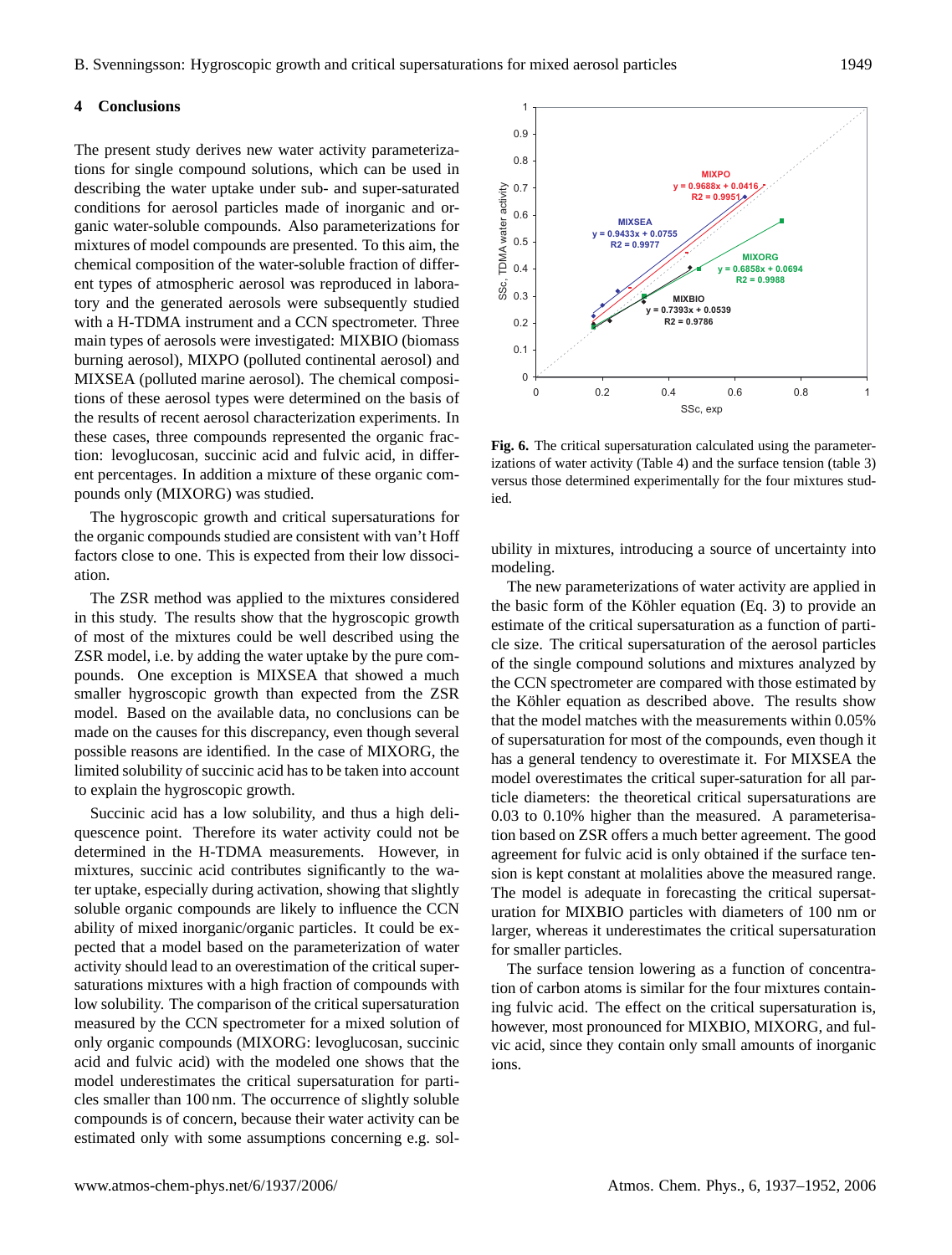## 4 Conclusions

The present study derives new water activity parameterizations for single compound solutions, which can be used in describing the water uptake under sub- and super-saturated conditions for aerosol particles made of inorganic and organic water-soluble compounds. Also parameterizations for mixtures of model compounds are presented. To this aim, the chemical composition of the water-soluble fraction of different types of atmospheric aerosol was reproduced in laboratory and the generated aerosols were subsequently studied with a H-TDMA instrument and a CCN spectrometer. Three main types of aerosols were investigated: MIXBIO (biomass burning aerosol), MIXPO (polluted continental aerosol) and MIXSEA (polluted marine aerosol). The chemical compositions of these aerosol types were determined on the basis of the results of recent aerosol characterization experiments. In these cases, three compounds represented the organic fraction: levoglucosan, succinic acid and fulvic acid, in different percentages. In addition a mixture of these organic compounds only (MIXORG) was studied.

The hygroscopic growth and critical supersaturations for the organic compounds studied are consistent with van't Hoff factors close to one. This is expected from their low dissociation.

The ZSR method was applied to the mixtures considered in this study. The results show that the hygroscopic growth of most of the mixtures could be well described using the ZSR model, i.e. by adding the water uptake by the pure compounds. One exception is MIXSEA that showed a much smaller hygroscopic growth than expected from the ZSR model. Based on the available data, no conclusions can be made on the causes for this discrepancy, even though several possible reasons are identified. In the case of MIXORG, the limited solubility of succinic acid has to be taken into account to explain the hygroscopic growth.

Succinic acid has a low solubility, and thus a high deliquescence point. Therefore its water activity could not be determined in the H-TDMA measurements. However, in mixtures, succinic acid contributes significantly to the water uptake, especially during activation, showing that slightly soluble organic compounds are likely to influence the CCN ability of mixed inorganic/organic particles. It could be expected that a model based on the parameterization of water activity should lead to an overestimation of the critical supersaturations mixtures with a high fraction of compounds with low solubility. The comparison of the critical supersaturation measured by the CCN spectrometer for a mixed solution of only organic compounds (MIXORG: levoglucosan, succinic acid and fulvic acid) with the modeled one shows that the model underestimates the critical supersaturation for particles smaller than 100 nm. The occurrence of slightly soluble compounds is of concern, because their water activity can be estimated only with some assumptions concerning e.g. solubility in mixtures, introducing a source of uncertainty into modeling.

The new parameterizations of water activity are applied in the basic form of the Köhler equation (Eq. 3) to provide an estimate of the critical supersaturation as a function of particle size. The critical supersaturation of the aerosol particles of the single compound solutions and mixtures analyzed by the CCN spectrometer are compared with those estimated by the Köhler equation as described above. The results show that the model matches with the measurements within 0.05% of supersaturation for most of the compounds, even though it has a general tendency to overestimate it. For MIXSEA the model overestimates the critical super-saturation for all particle diameters: the theoretical critical supersaturations are 0.03 to 0.10% higher than the measured. A parameterisation based on ZSR offers a much better agreement. The good agreement for fulvic acid is only obtained if the surface tension is kept constant at molalities above the measured range. The model is adequate in forecasting the critical supersaturation for MIXBIO particles with diameters of 100 nm or larger, whereas it underestimates the critical supersaturation for smaller particles.

The surface tension lowering as a function of concentration of carbon atoms is similar for the four mixtures containing fulvic acid. The effect on the critical supersaturation is, however, most pronounced for MIXBIO, MIXORG, and fulvic acid, since they contain only small amounts of inorganic ions.

MIXPO
y = 0.9688x + 0.0416
R2 = 0.9951
MIXSEA
y = 0.9433x + 0.0755
R2 = 0.9977
MIXORG
y = 0.6858x + 0.0694
R2 = 0.9988
MIXBIO
y = 0.7393x + 0.0539
R2 = 0.9786
SSc, TDMA water activity
SSc, exp
0 0.1 0.2 0.3 0.4 0.5 0.6 0.7 0.8 0.9 1
0 0.2 0.4 0.6 0.8 1

**Fig. 6.** The critical supersaturation calculated using the parameterizations of water activity (Table 4) and the surface tension (table 3) versus those determined experimentally for the four mixtures studied.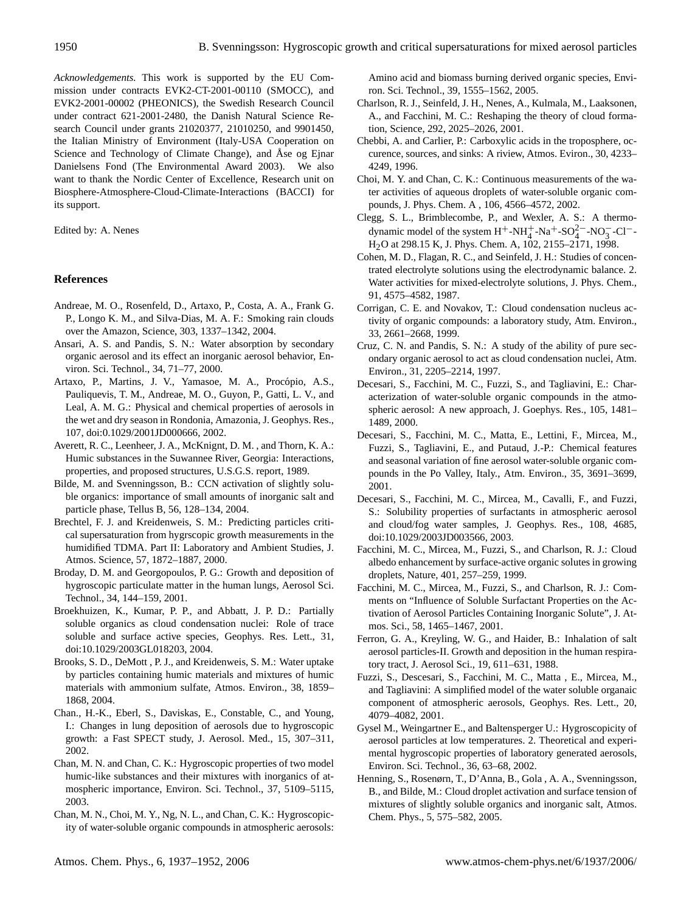*Acknowledgements.* This work is supported by the EU Commission under contracts EVK2-CT-2001-00110 (SMOCC), and EVK2-2001-00002 (PHEONICS), the Swedish Research Council under contract 621-2001-2480, the Danish Natural Science Research Council under grants 21020377, 21010250, and 9901450, the Italian Ministry of Environment (Italy-USA Cooperation on Science and Technology of Climate Change), and Åse og Ejnar Danielsens Fond (The Environmental Award 2003). We also want to thank the Nordic Center of Excellence, Research unit on Biosphere-Atmosphere-Cloud-Climate-Interactions (BACCI) for its support.

Edited by: A. Nenes

## References

Andreae, M. O., Rosenfeld, D., Artaxo, P., Costa, A. A., Frank G. P., Longo K. M., and Silva-Dias, M. A. F.: Smoking rain clouds over the Amazon, Science, 303, 1337–1342, 2004.

Ansari, A. S. and Pandis, S. N.: Water absorption by secondary organic aerosol and its effect an inorganic aerosol behavior, Environ. Sci. Technol., 34, 71–77, 2000.

Artaxo, P., Martins, J. V., Yamasoe, M. A., Procópio, A.S., Pauliquevis, T. M., Andreae, M. O., Guyon, P., Gatti, L. V., and Leal, A. M. G.: Physical and chemical properties of aerosols in the wet and dry season in Rondonia, Amazonia, J. Geophys. Res., 107, doi:0.1029/2001JD000666, 2002.

Averett, R. C., Leenheer, J. A., McKnignt, D. M. , and Thorn, K. A.: Humic substances in the Suwannee River, Georgia: Interactions, properties, and proposed structures, U.S.G.S. report, 1989.

Bilde, M. and Svenningsson, B.: CCN activation of slightly soluble organics: importance of small amounts of inorganic salt and particle phase, Tellus B, 56, 128–134, 2004.

Brechtel, F. J. and Kreidenweis, S. M.: Predicting particles critical supersaturation from hygrscopic growth measurements in the humidified TDMA. Part II: Laboratory and Ambient Studies, J. Atmos. Science, 57, 1872–1887, 2000.

Broday, D. M. and Georgopoulos, P. G.: Growth and deposition of hygroscopic particulate matter in the human lungs, Aerosol Sci. Technol., 34, 144–159, 2001.

Broekhuizen, K., Kumar, P. P., and Abbatt, J. P. D.: Partially soluble organics as cloud condensation nuclei: Role of trace soluble and surface active species, Geophys. Res. Lett., 31, doi:10.1029/2003GL018203, 2004.

Brooks, S. D., DeMott , P. J., and Kreidenweis, S. M.: Water uptake by particles containing humic materials and mixtures of humic materials with ammonium sulfate, Atmos. Environ., 38, 1859–1868, 2004.

Chan., H.-K., Eberl, S., Daviskas, E., Constable, C., and Young, I.: Changes in lung deposition of aerosols due to hygroscopic growth: a Fast SPECT study, J. Aerosol. Med., 15, 307–311, 2002.

Chan, M. N. and Chan, C. K.: Hygroscopic properties of two model humic-like substances and their mixtures with inorganics of atmospheric importance, Environ. Sci. Technol., 37, 5109–5115, 2003.

Chan, M. N., Choi, M. Y., Ng, N. L., and Chan, C. K.: Hygroscopicity of water-soluble organic compounds in atmospheric aerosols: Amino acid and biomass burning derived organic species, Environ. Sci. Technol., 39, 1555–1562, 2005.

Charlson, R. J., Seinfeld, J. H., Nenes, A., Kulmala, M., Laaksonen, A., and Facchini, M. C.: Reshaping the theory of cloud formation, Science, 292, 2025–2026, 2001.

Chebbi, A. and Carlier, P.: Carboxylic acids in the troposphere, occurence, sources, and sinks: A riview, Atmos. Eviron., 30, 4233–4249, 1996.

Choi, M. Y. and Chan, C. K.: Continuous measurements of the water activities of aqueous droplets of water-soluble organic compounds, J. Phys. Chem. A , 106, 4566–4572, 2002.

Clegg, S. L., Brimblecombe, P., and Wexler, A. S.: A thermodynamic model of the system $H^+$-$NH_4^+$-$Na^+$-$SO_4^{2-}$-$NO_3^-$-$Cl^-$-$H_2O$ at 298.15 K, J. Phys. Chem. A, 102, 2155–2171, 1998.

Cohen, M. D., Flagan, R. C., and Seinfeld, J. H.: Studies of concentrated electrolyte solutions using the electrodynamic balance. 2. Water activities for mixed-electrolyte solutions, J. Phys. Chem., 91, 4575–4582, 1987.

Corrigan, C. E. and Novakov, T.: Cloud condensation nucleus activity of organic compounds: a laboratory study, Atm. Environ., 33, 2661–2668, 1999.

Cruz, C. N. and Pandis, S. N.: A study of the ability of pure secondary organic aerosol to act as cloud condensation nuclei, Atm. Environ., 31, 2205–2214, 1997.

Decesari, S., Facchini, M. C., Fuzzi, S., and Tagliavini, E.: Characterization of water-soluble organic compounds in the atmospheric aerosol: A new approach, J. Goephys. Res., 105, 1481–1489, 2000.

Decesari, S., Facchini, M. C., Matta, E., Lettini, F., Mircea, M., Fuzzi, S., Tagliavini, E., and Putaud, J.-P.: Chemical features and seasonal variation of fine aerosol water-soluble organic compounds in the Po Valley, Italy., Atm. Environ., 35, 3691–3699, 2001.

Decesari, S., Facchini, M. C., Mircea, M., Cavalli, F., and Fuzzi, S.: Solubility properties of surfactants in atmospheric aerosol and cloud/fog water samples, J. Geophys. Res., 108, 4685, doi:10.1029/2003JD003566, 2003.

Facchini, M. C., Mircea, M., Fuzzi, S., and Charlson, R. J.: Cloud albedo enhancement by surface-active organic solutes in growing droplets, Nature, 401, 257–259, 1999.

Facchini, M. C., Mircea, M., Fuzzi, S., and Charlson, R. J.: Comments on "Influence of Soluble Surfactant Properties on the Activation of Aerosol Particles Containing Inorganic Solute", J. Atmos. Sci., 58, 1465–1467, 2001.

Ferron, G. A., Kreyling, W. G., and Haider, B.: Inhalation of salt aerosol particles-II. Growth and deposition in the human respiratory tract, J. Aerosol Sci., 19, 611–631, 1988.

Fuzzi, S., Descesari, S., Facchini, M. C., Matta , E., Mircea, M., and Tagliavini: A simplified model of the water soluble organaic component of atmospheric aerosols, Geophys. Res. Lett., 20, 4079–4082, 2001.

Gysel M., Weingartner E., and Baltensperger U.: Hygroscopicity of aerosol particles at low temperatures. 2. Theoretical and experimental hygroscopic properties of laboratory generated aerosols, Environ. Sci. Technol., 36, 63–68, 2002.

Henning, S., Rosenørn, T., D'Anna, B., Gola , A. A., Svenningsson, B., and Bilde, M.: Cloud droplet activation and surface tension of mixtures of slightly soluble organics and inorganic salt, Atmos. Chem. Phys., 5, 575–582, 2005.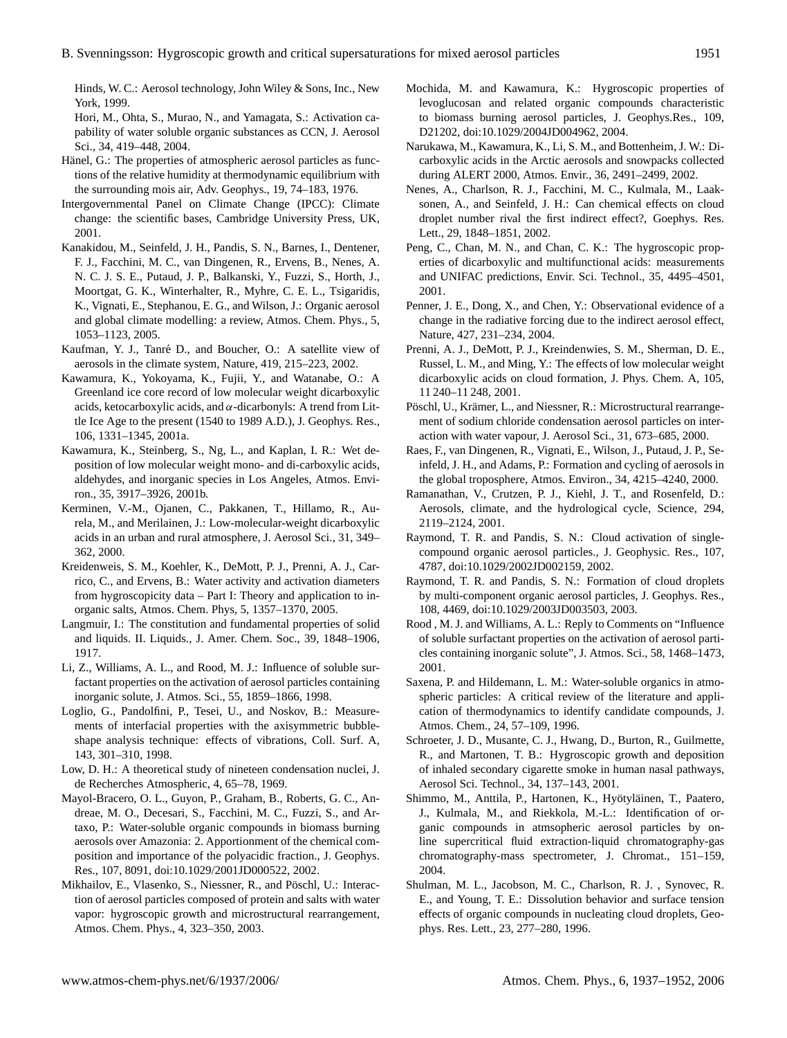Hinds, W. C.: Aerosol technology, John Wiley & Sons, Inc., New York, 1999.

Hori, M., Ohta, S., Murao, N., and Yamagata, S.: Activation capability of water soluble organic substances as CCN, J. Aerosol Sci., 34, 419–448, 2004.

Hänel, G.: The properties of atmospheric aerosol particles as functions of the relative humidity at thermodynamic equilibrium with the surrounding mois air, Adv. Geophys., 19, 74–183, 1976.

Intergovernmental Panel on Climate Change (IPCC): Climate change: the scientific bases, Cambridge University Press, UK, 2001.

Kanakidou, M., Seinfeld, J. H., Pandis, S. N., Barnes, I., Dentener, F. J., Facchini, M. C., van Dingenen, R., Ervens, B., Nenes, A. N. C. J. S. E., Putaud, J. P., Balkanski, Y., Fuzzi, S., Horth, J., Moortgat, G. K., Winterhalter, R., Myhre, C. E. L., Tsigaridis, K., Vignati, E., Stephanou, E. G., and Wilson, J.: Organic aerosol and global climate modelling: a review, Atmos. Chem. Phys., 5, 1053–1123, 2005.

Kaufman, Y. J., Tanré D., and Boucher, O.: A satellite view of aerosols in the climate system, Nature, 419, 215–223, 2002.

Kawamura, K., Yokoyama, K., Fujii, Y., and Watanabe, O.: A Greenland ice core record of low molecular weight dicarboxylic acids, ketocarboxylic acids, and $\alpha$-dicarbonyls: A trend from Little Ice Age to the present (1540 to 1989 A.D.), J. Geophys. Res., 106, 1331–1345, 2001a.

Kawamura, K., Steinberg, S., Ng, L., and Kaplan, I. R.: Wet deposition of low molecular weight mono- and di-carboxylic acids, aldehydes, and inorganic species in Los Angeles, Atmos. Environ., 35, 3917–3926, 2001b.

Kerminen, V.-M., Ojanen, C., Pakkanen, T., Hillamo, R., Aurela, M., and Merilainen, J.: Low-molecular-weight dicarboxylic acids in an urban and rural atmosphere, J. Aerosol Sci., 31, 349–362, 2000.

Kreidenweis, S. M., Koehler, K., DeMott, P. J., Prenni, A. J., Carrico, C., and Ervens, B.: Water activity and activation diameters from hygroscopicity data – Part I: Theory and application to inorganic salts, Atmos. Chem. Phys, 5, 1357–1370, 2005.

Langmuir, I.: The constitution and fundamental properties of solid and liquids. II. Liquids., J. Amer. Chem. Soc., 39, 1848–1906, 1917.

Li, Z., Williams, A. L., and Rood, M. J.: Influence of soluble surfactant properties on the activation of aerosol particles containing inorganic solute, J. Atmos. Sci., 55, 1859–1866, 1998.

Loglio, G., Pandolfini, P., Tesei, U., and Noskov, B.: Measurements of interfacial properties with the axisymmetric bubble-shape analysis technique: effects of vibrations, Coll. Surf. A, 143, 301–310, 1998.

Low, D. H.: A theoretical study of nineteen condensation nuclei, J. de Recherches Atmospheric, 4, 65–78, 1969.

Mayol-Bracero, O. L., Guyon, P., Graham, B., Roberts, G. C., Andreae, M. O., Decesari, S., Facchini, M. C., Fuzzi, S., and Artaxo, P.: Water-soluble organic compounds in biomass burning aerosols over Amazonia: 2. Apportionment of the chemical composition and importance of the polyacidic fraction., J. Geophys. Res., 107, 8091, doi:10.1029/2001JD000522, 2002.

Mikhailov, E., Vlasenko, S., Niessner, R., and Pöschl, U.: Interaction of aerosol particles composed of protein and salts with water vapor: hygroscopic growth and microstructural rearrangement, Atmos. Chem. Phys., 4, 323–350, 2003.

Mochida, M. and Kawamura, K.: Hygroscopic properties of levoglucosan and related organic compounds characteristic to biomass burning aerosol particles, J. Geophys.Res., 109, D21202, doi:10.1029/2004JD004962, 2004.

Narukawa, M., Kawamura, K., Li, S. M., and Bottenheim, J. W.: Dicarboxylic acids in the Arctic aerosols and snowpacks collected during ALERT 2000, Atmos. Envir., 36, 2491–2499, 2002.

Nenes, A., Charlson, R. J., Facchini, M. C., Kulmala, M., Laaksonen, A., and Seinfeld, J. H.: Can chemical effects on cloud droplet number rival the first indirect effect?, Goephys. Res. Lett., 29, 1848–1851, 2002.

Peng, C., Chan, M. N., and Chan, C. K.: The hygroscopic properties of dicarboxylic and multifunctional acids: measurements and UNIFAC predictions, Envir. Sci. Technol., 35, 4495–4501, 2001.

Penner, J. E., Dong, X., and Chen, Y.: Observational evidence of a change in the radiative forcing due to the indirect aerosol effect, Nature, 427, 231–234, 2004.

Prenni, A. J., DeMott, P. J., Kreindenwies, S. M., Sherman, D. E., Russel, L. M., and Ming, Y.: The effects of low molecular weight dicarboxylic acids on cloud formation, J. Phys. Chem. A, 105, 11 240–11 248, 2001.

Pöschl, U., Krämer, L., and Niessner, R.: Microstructural rearrangement of sodium chloride condensation aerosol particles on interaction with water vapour, J. Aerosol Sci., 31, 673–685, 2000.

Raes, F., van Dingenen, R., Vignati, E., Wilson, J., Putaud, J. P., Seinfeld, J. H., and Adams, P.: Formation and cycling of aerosols in the global troposphere, Atmos. Environ., 34, 4215–4240, 2000.

Ramanathan, V., Crutzen, P. J., Kiehl, J. T., and Rosenfeld, D.: Aerosols, climate, and the hydrological cycle, Science, 294, 2119–2124, 2001.

Raymond, T. R. and Pandis, S. N.: Cloud activation of single-compound organic aerosol particles., J. Geophysic. Res., 107, 4787, doi:10.1029/2002JD002159, 2002.

Raymond, T. R. and Pandis, S. N.: Formation of cloud droplets by multi-component organic aerosol particles, J. Geophys. Res., 108, 4469, doi:10.1029/2003JD003503, 2003.

Rood , M. J. and Williams, A. L.: Reply to Comments on "Influence of soluble surfactant properties on the activation of aerosol particles containing inorganic solute", J. Atmos. Sci., 58, 1468–1473, 2001.

Saxena, P. and Hildemann, L. M.: Water-soluble organics in atmospheric particles: A critical review of the literature and application of thermodynamics to identify candidate compounds, J. Atmos. Chem., 24, 57–109, 1996.

Schroeter, J. D., Musante, C. J., Hwang, D., Burton, R., Guilmette, R., and Martonen, T. B.: Hygroscopic growth and deposition of inhaled secondary cigarette smoke in human nasal pathways, Aerosol Sci. Technol., 34, 137–143, 2001.

Shimmo, M., Anttila, P., Hartonen, K., Hyötyläinen, T., Paatero, J., Kulmala, M., and Riekkola, M.-L.: Identification of organic compounds in atmsopheric aerosol particles by on-line supercritical fluid extraction-liquid chromatography-gas chromatography-mass spectrometer, J. Chromat., 151–159, 2004.

Shulman, M. L., Jacobson, M. C., Charlson, R. J. , Synovec, R. E., and Young, T. E.: Dissolution behavior and surface tension effects of organic compounds in nucleating cloud droplets, Geophys. Res. Lett., 23, 277–280, 1996.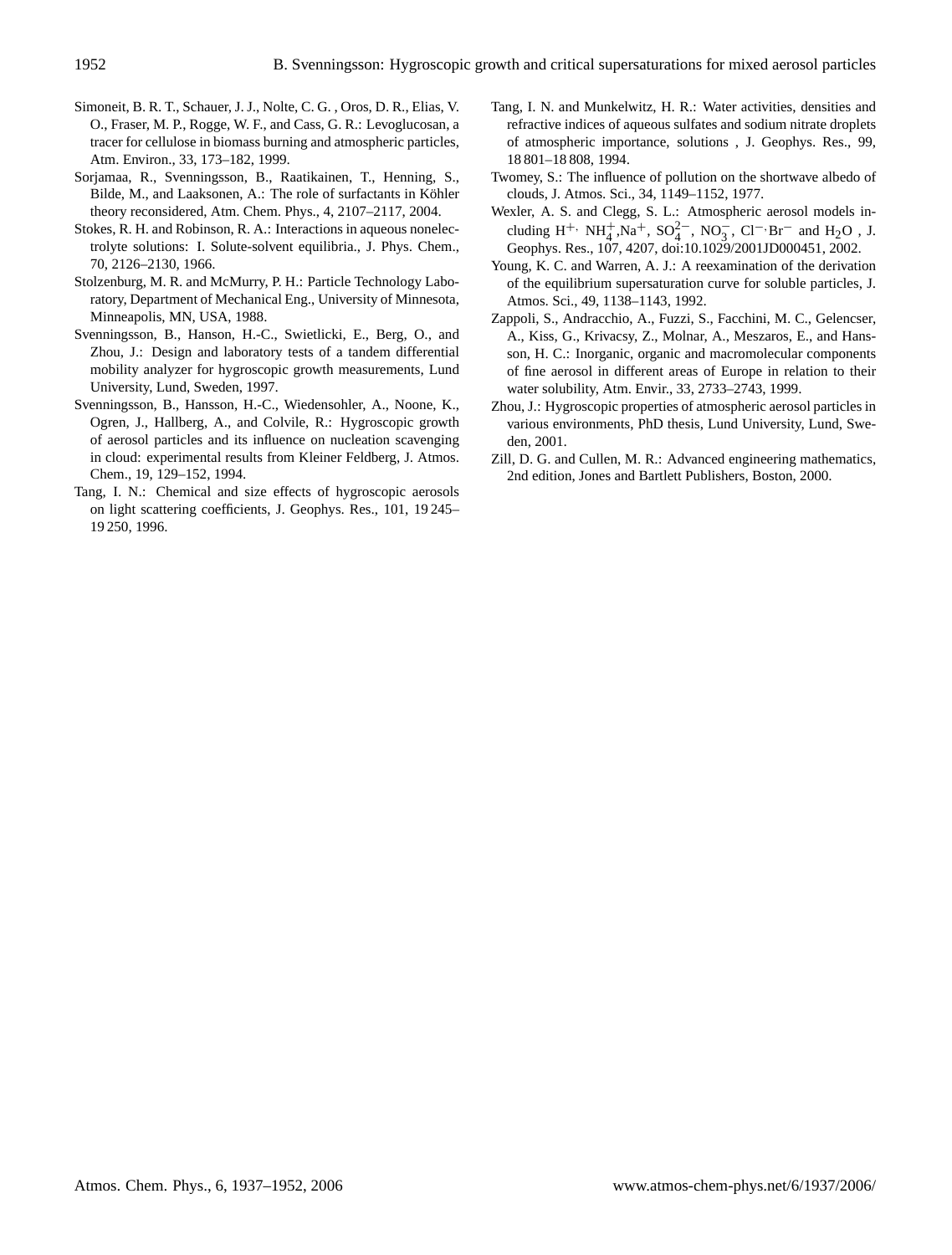Simoneit, B. R. T., Schauer, J. J., Nolte, C. G. , Oros, D. R., Elias, V. O., Fraser, M. P., Rogge, W. F., and Cass, G. R.: Levoglucosan, a tracer for cellulose in biomass burning and atmospheric particles, Atm. Environ., 33, 173–182, 1999.

Sorjamaa, R., Svenningsson, B., Raatikainen, T., Henning, S., Bilde, M., and Laaksonen, A.: The role of surfactants in Köhler theory reconsidered, Atm. Chem. Phys., 4, 2107–2117, 2004.

Stokes, R. H. and Robinson, R. A.: Interactions in aqueous nonelectrolyte solutions: I. Solute-solvent equilibria., J. Phys. Chem., 70, 2126–2130, 1966.

Stolzenburg, M. R. and McMurry, P. H.: Particle Technology Laboratory, Department of Mechanical Eng., University of Minnesota, Minneapolis, MN, USA, 1988.

Svenningsson, B., Hanson, H.-C., Swietlicki, E., Berg, O., and Zhou, J.: Design and laboratory tests of a tandem differential mobility analyzer for hygroscopic growth measurements, Lund University, Lund, Sweden, 1997.

Svenningsson, B., Hansson, H.-C., Wiedensohler, A., Noone, K., Ogren, J., Hallberg, A., and Colvile, R.: Hygroscopic growth of aerosol particles and its influence on nucleation scavenging in cloud: experimental results from Kleiner Feldberg, J. Atmos. Chem., 19, 129–152, 1994.

Tang, I. N.: Chemical and size effects of hygroscopic aerosols on light scattering coefficients, J. Geophys. Res., 101, 19 245–19 250, 1996.

Tang, I. N. and Munkelwitz, H. R.: Water activities, densities and refractive indices of aqueous sulfates and sodium nitrate droplets of atmospheric importance, solutions , J. Geophys. Res., 99, 18 801–18 808, 1994.

Twomey, S.: The influence of pollution on the shortwave albedo of clouds, J. Atmos. Sci., 34, 1149–1152, 1977.

Wexler, A. S. and Clegg, S. L.: Atmospheric aerosol models including $H^{+}$, $NH_4^{+}$, $Na^{+}$, $SO_4^{2-}$, $NO_3^{-}$, $Cl^{-}$, $Br^{-}$ and $H_2O$ , J. Geophys. Res., 107, 4207, doi:10.1029/2001JD000451, 2002.

Young, K. C. and Warren, A. J.: A reexamination of the derivation of the equilibrium supersaturation curve for soluble particles, J. Atmos. Sci., 49, 1138–1143, 1992.

Zappoli, S., Andracchio, A., Fuzzi, S., Facchini, M. C., Gelencser, A., Kiss, G., Krivacsy, Z., Molnar, A., Meszaros, E., and Hansson, H. C.: Inorganic, organic and macromolecular components of fine aerosol in different areas of Europe in relation to their water solubility, Atm. Envir., 33, 2733–2743, 1999.

Zhou, J.: Hygroscopic properties of atmospheric aerosol particles in various environments, PhD thesis, Lund University, Lund, Sweden, 2001.

Zill, D. G. and Cullen, M. R.: Advanced engineering mathematics, 2nd edition, Jones and Bartlett Publishers, Boston, 2000.